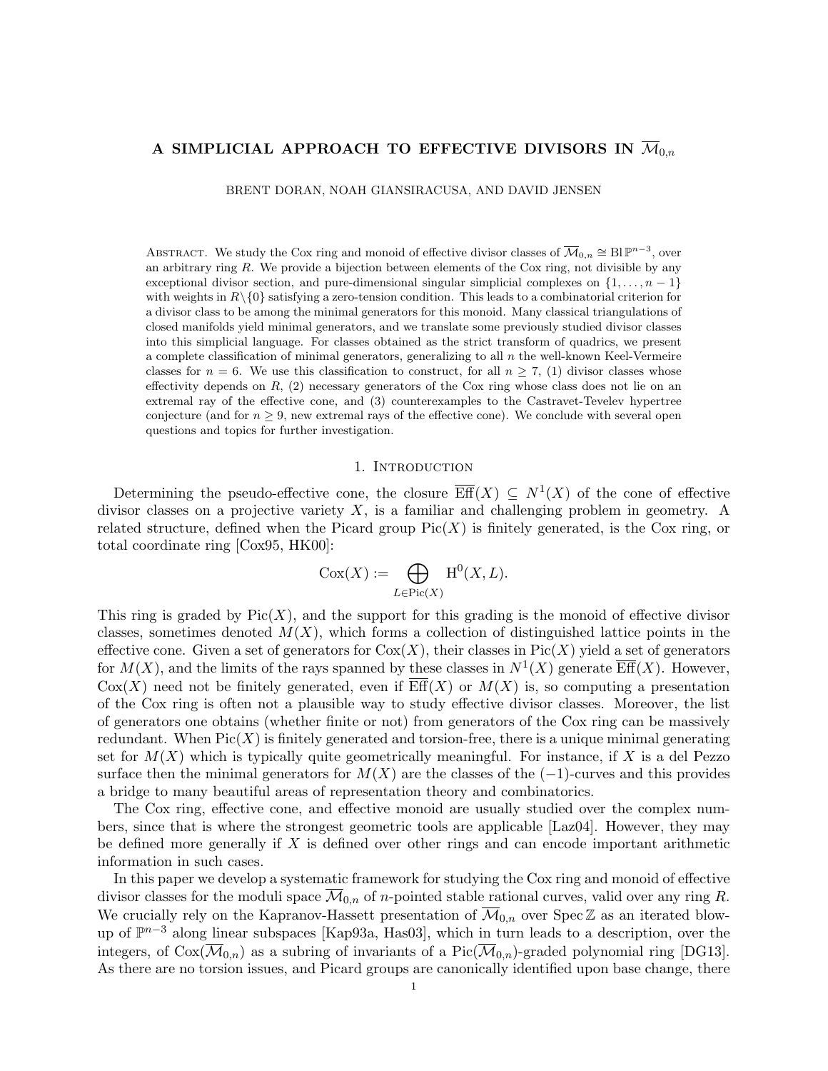# A SIMPLICIAL APPROACH TO EFFECTIVE DIVISORS IN $\overline{\mathcal{M}}_{0,n}$

BRENT DORAN, NOAH GIANSIRACUSA, AND DAVID JENSEN

Abstract. We study the Cox ring and monoid of effective divisor classes of $\overline{\mathcal{M}}_{0,n} \cong \mathrm{Bl}\,\mathbb{P}^{n-3}$, over an arbitrary ring $R$. We provide a bijection between elements of the Cox ring, not divisible by any exceptional divisor section, and pure-dimensional singular simplicial complexes on $\{1,\ldots,n-1\}$ with weights in $R\backslash\{0\}$ satisfying a zero-tension condition. This leads to a combinatorial criterion for a divisor class to be among the minimal generators for this monoid. Many classical triangulations of closed manifolds yield minimal generators, and we translate some previously studied divisor classes into this simplicial language. For classes obtained as the strict transform of quadrics, we present a complete classification of minimal generators, generalizing to all $n$ the well-known Keel-Vermeire classes for $n = 6$. We use this classification to construct, for all $n \geq 7$, (1) divisor classes whose effectivity depends on $R$, (2) necessary generators of the Cox ring whose class does not lie on an extremal ray of the effective cone, and (3) counterexamples to the Castravet-Tevelev hypertree conjecture (and for $n \geq 9$, new extremal rays of the effective cone). We conclude with several open questions and topics for further investigation.

## 1. Introduction

Determining the pseudo-effective cone, the closure $\overline{\mathrm{Eff}}(X) \subseteq N^1(X)$ of the cone of effective divisor classes on a projective variety $X$, is a familiar and challenging problem in geometry. A related structure, defined when the Picard group $\mathrm{Pic}(X)$ is finitely generated, is the Cox ring, or total coordinate ring [Cox95, HK00]:

$$\mathrm{Cox}(X) := \bigoplus_{L \in \mathrm{Pic}(X)} \mathrm{H}^0(X, L).$$

This ring is graded by $\mathrm{Pic}(X)$, and the support for this grading is the monoid of effective divisor classes, sometimes denoted $M(X)$, which forms a collection of distinguished lattice points in the effective cone. Given a set of generators for $\mathrm{Cox}(X)$, their classes in $\mathrm{Pic}(X)$ yield a set of generators for $M(X)$, and the limits of the rays spanned by these classes in $N^1(X)$ generate $\overline{\mathrm{Eff}}(X)$. However, $\mathrm{Cox}(X)$ need not be finitely generated, even if $\overline{\mathrm{Eff}}(X)$ or $M(X)$ is, so computing a presentation of the Cox ring is often not a plausible way to study effective divisor classes. Moreover, the list of generators one obtains (whether finite or not) from generators of the Cox ring can be massively redundant. When $\mathrm{Pic}(X)$ is finitely generated and torsion-free, there is a unique minimal generating set for $M(X)$ which is typically quite geometrically meaningful. For instance, if $X$ is a del Pezzo surface then the minimal generators for $M(X)$ are the classes of the $(-1)$-curves and this provides a bridge to many beautiful areas of representation theory and combinatorics.

The Cox ring, effective cone, and effective monoid are usually studied over the complex numbers, since that is where the strongest geometric tools are applicable [Laz04]. However, they may be defined more generally if $X$ is defined over other rings and can encode important arithmetic information in such cases.

In this paper we develop a systematic framework for studying the Cox ring and monoid of effective divisor classes for the moduli space $\overline{\mathcal{M}}_{0,n}$ of $n$-pointed stable rational curves, valid over any ring $R$. We crucially rely on the Kapranov-Hassett presentation of $\overline{\mathcal{M}}_{0,n}$ over $\mathrm{Spec}\,\mathbb{Z}$ as an iterated blow-up of $\mathbb{P}^{n-3}$ along linear subspaces [Kap93a, Has03], which in turn leads to a description, over the integers, of $\mathrm{Cox}(\overline{\mathcal{M}}_{0,n})$ as a subring of invariants of a $\mathrm{Pic}(\overline{\mathcal{M}}_{0,n})$-graded polynomial ring [DG13]. As there are no torsion issues, and Picard groups are canonically identified upon base change, there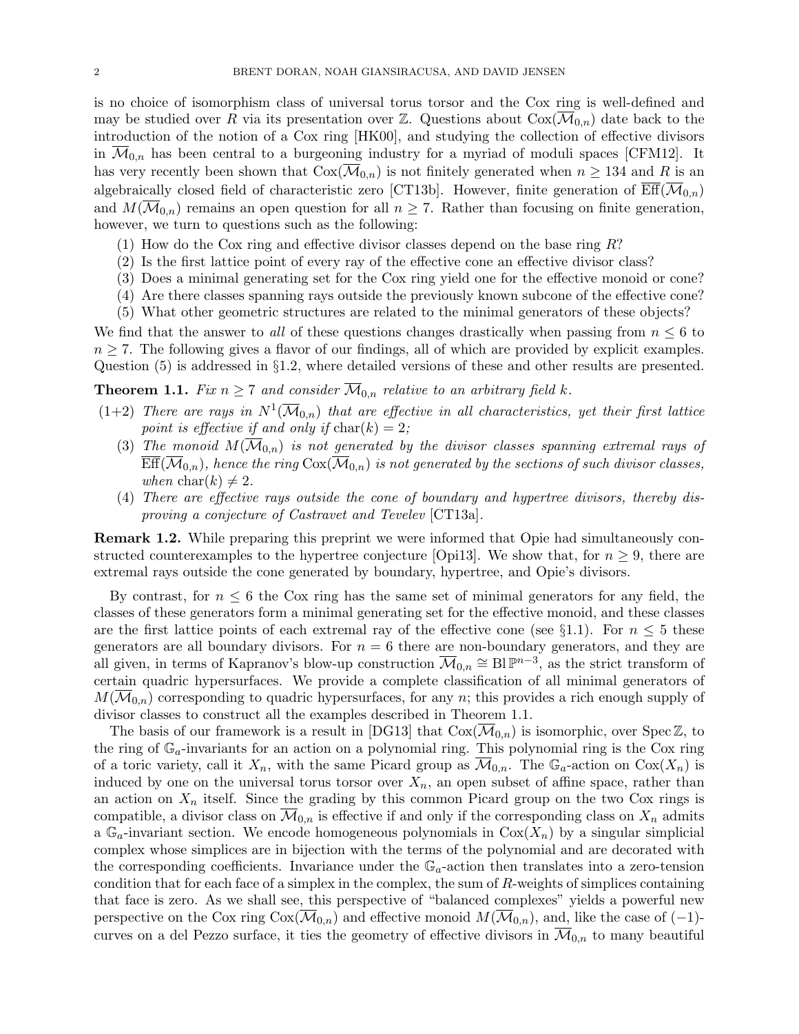is no choice of isomorphism class of universal torus torsor and the Cox ring is well-defined and may be studied over $R$ via its presentation over $\mathbb{Z}$. Questions about $\mathrm{Cox}(\overline{\mathcal{M}}_{0,n})$ date back to the introduction of the notion of a Cox ring [HK00], and studying the collection of effective divisors in $\overline{\mathcal{M}}_{0,n}$ has been central to a burgeoning industry for a myriad of moduli spaces [CFM12]. It has very recently been shown that $\mathrm{Cox}(\overline{\mathcal{M}}_{0,n})$ is not finitely generated when $n \geq 134$ and $R$ is an algebraically closed field of characteristic zero [CT13b]. However, finite generation of $\overline{\mathrm{Eff}}(\overline{\mathcal{M}}_{0,n})$ and $M(\overline{\mathcal{M}}_{0,n})$ remains an open question for all $n \geq 7$. Rather than focusing on finite generation, however, we turn to questions such as the following:

1. How do the Cox ring and effective divisor classes depend on the base ring $R$?
2. Is the first lattice point of every ray of the effective cone an effective divisor class?
3. Does a minimal generating set for the Cox ring yield one for the effective monoid or cone?
4. Are there classes spanning rays outside the previously known subcone of the effective cone?
5. What other geometric structures are related to the minimal generators of these objects?

We find that the answer to *all* of these questions changes drastically when passing from $n \leq 6$ to $n \geq 7$. The following gives a flavor of our findings, all of which are provided by explicit examples. Question (5) is addressed in §1.2, where detailed versions of these and other results are presented.

**Theorem 1.1.** *Fix $n \geq 7$ and consider $\overline{\mathcal{M}}_{0,n}$ relative to an arbitrary field $k$.*

- (1+2) *There are rays in $N^1(\overline{\mathcal{M}}_{0,n})$ that are effective in all characteristics, yet their first lattice point is effective if and only if $\mathrm{char}(k) = 2$;*
- (3) *The monoid $M(\overline{\mathcal{M}}_{0,n})$ is not generated by the divisor classes spanning extremal rays of $\overline{\mathrm{Eff}}(\overline{\mathcal{M}}_{0,n})$, hence the ring $\mathrm{Cox}(\overline{\mathcal{M}}_{0,n})$ is not generated by the sections of such divisor classes, when $\mathrm{char}(k) \neq 2$.*
- (4) *There are effective rays outside the cone of boundary and hypertree divisors, thereby disproving a conjecture of Castravet and Tevelev* [CT13a].

**Remark 1.2.** While preparing this preprint we were informed that Opie had simultaneously constructed counterexamples to the hypertree conjecture [Opi13]. We show that, for $n \geq 9$, there are extremal rays outside the cone generated by boundary, hypertree, and Opie's divisors.

By contrast, for $n \leq 6$ the Cox ring has the same set of minimal generators for any field, the classes of these generators form a minimal generating set for the effective monoid, and these classes are the first lattice points of each extremal ray of the effective cone (see §1.1). For $n \leq 5$ these generators are all boundary divisors. For $n = 6$ there are non-boundary generators, and they are all given, in terms of Kapranov's blow-up construction $\overline{\mathcal{M}}_{0,n} \cong \mathrm{Bl}\,\mathbb{P}^{n-3}$, as the strict transform of certain quadric hypersurfaces. We provide a complete classification of all minimal generators of $M(\overline{\mathcal{M}}_{0,n})$ corresponding to quadric hypersurfaces, for any $n$; this provides a rich enough supply of divisor classes to construct all the examples described in Theorem 1.1.

The basis of our framework is a result in [DG13] that $\mathrm{Cox}(\overline{\mathcal{M}}_{0,n})$ is isomorphic, over $\mathrm{Spec}\,\mathbb{Z}$, to the ring of $\mathbb{G}_a$-invariants for an action on a polynomial ring. This polynomial ring is the Cox ring of a toric variety, call it $X_n$, with the same Picard group as $\overline{\mathcal{M}}_{0,n}$. The $\mathbb{G}_a$-action on $\mathrm{Cox}(X_n)$ is induced by one on the universal torus torsor over $X_n$, an open subset of affine space, rather than an action on $X_n$ itself. Since the grading by this common Picard group on the two Cox rings is compatible, a divisor class on $\overline{\mathcal{M}}_{0,n}$ is effective if and only if the corresponding class on $X_n$ admits a $\mathbb{G}_a$-invariant section. We encode homogeneous polynomials in $\mathrm{Cox}(X_n)$ by a singular simplicial complex whose simplices are in bijection with the terms of the polynomial and are decorated with the corresponding coefficients. Invariance under the $\mathbb{G}_a$-action then translates into a zero-tension condition that for each face of a simplex in the complex, the sum of $R$-weights of simplices containing that face is zero. As we shall see, this perspective of "balanced complexes" yields a powerful new perspective on the Cox ring $\mathrm{Cox}(\overline{\mathcal{M}}_{0,n})$ and effective monoid $M(\overline{\mathcal{M}}_{0,n})$, and, like the case of $(-1)$-curves on a del Pezzo surface, it ties the geometry of effective divisors in $\overline{\mathcal{M}}_{0,n}$ to many beautiful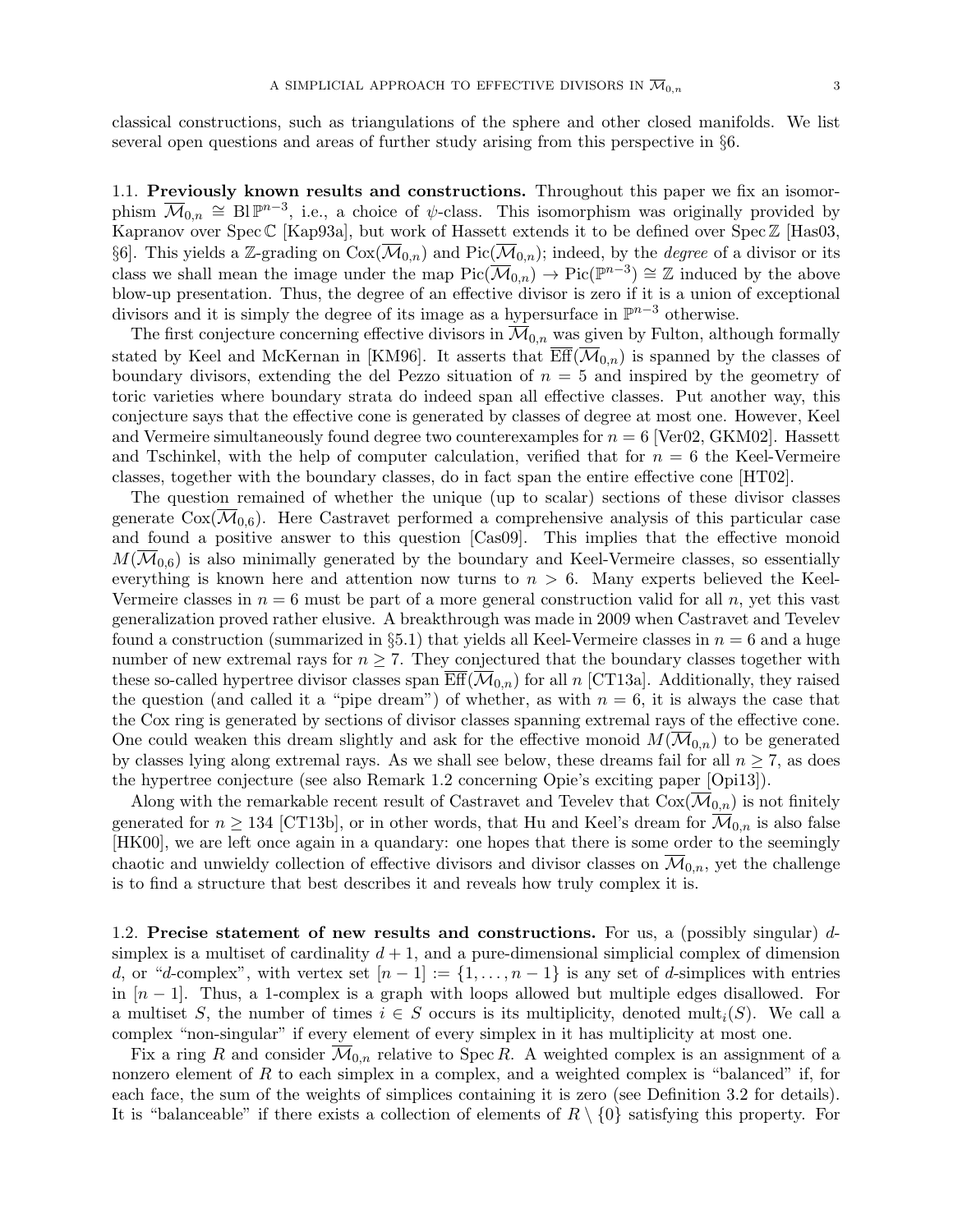classical constructions, such as triangulations of the sphere and other closed manifolds. We list several open questions and areas of further study arising from this perspective in §6.

### 1.1. Previously known results and constructions.

Throughout this paper we fix an isomorphism $\overline{\mathcal{M}}_{0,n} \cong \mathrm{Bl}\,\mathbb{P}^{n-3}$, i.e., a choice of $\psi$-class. This isomorphism was originally provided by Kapranov over $\mathrm{Spec}\,\mathbb{C}$ [Kap93a], but work of Hassett extends it to be defined over $\mathrm{Spec}\,\mathbb{Z}$ [Has03, §6]. This yields a $\mathbb{Z}$-grading on $\mathrm{Cox}(\overline{\mathcal{M}}_{0,n})$ and $\mathrm{Pic}(\overline{\mathcal{M}}_{0,n})$; indeed, by the *degree* of a divisor or its class we shall mean the image under the map $\mathrm{Pic}(\overline{\mathcal{M}}_{0,n}) \to \mathrm{Pic}(\mathbb{P}^{n-3}) \cong \mathbb{Z}$ induced by the above blow-up presentation. Thus, the degree of an effective divisor is zero if it is a union of exceptional divisors and it is simply the degree of its image as a hypersurface in $\mathbb{P}^{n-3}$ otherwise.

The first conjecture concerning effective divisors in $\overline{\mathcal{M}}_{0,n}$ was given by Fulton, although formally stated by Keel and McKernan in [KM96]. It asserts that $\overline{\mathrm{Eff}}(\overline{\mathcal{M}}_{0,n})$ is spanned by the classes of boundary divisors, extending the del Pezzo situation of $n = 5$ and inspired by the geometry of toric varieties where boundary strata do indeed span all effective classes. Put another way, this conjecture says that the effective cone is generated by classes of degree at most one. However, Keel and Vermeire simultaneously found degree two counterexamples for $n = 6$ [Ver02, GKM02]. Hassett and Tschinkel, with the help of computer calculation, verified that for $n = 6$ the Keel-Vermeire classes, together with the boundary classes, do in fact span the entire effective cone [HT02].

The question remained of whether the unique (up to scalar) sections of these divisor classes generate $\mathrm{Cox}(\overline{\mathcal{M}}_{0,6})$. Here Castravet performed a comprehensive analysis of this particular case and found a positive answer to this question [Cas09]. This implies that the effective monoid $M(\overline{\mathcal{M}}_{0,6})$ is also minimally generated by the boundary and Keel-Vermeire classes, so essentially everything is known here and attention now turns to $n > 6$. Many experts believed the Keel-Vermeire classes in $n = 6$ must be part of a more general construction valid for all $n$, yet this vast generalization proved rather elusive. A breakthrough was made in 2009 when Castravet and Tevelev found a construction (summarized in §5.1) that yields all Keel-Vermeire classes in $n = 6$ and a huge number of new extremal rays for $n \geq 7$. They conjectured that the boundary classes together with these so-called hypertree divisor classes span $\overline{\mathrm{Eff}}(\overline{\mathcal{M}}_{0,n})$ for all $n$ [CT13a]. Additionally, they raised the question (and called it a "pipe dream") of whether, as with $n = 6$, it is always the case that the Cox ring is generated by sections of divisor classes spanning extremal rays of the effective cone. One could weaken this dream slightly and ask for the effective monoid $M(\overline{\mathcal{M}}_{0,n})$ to be generated by classes lying along extremal rays. As we shall see below, these dreams fail for all $n \geq 7$, as does the hypertree conjecture (see also Remark 1.2 concerning Opie's exciting paper [Opi13]).

Along with the remarkable recent result of Castravet and Tevelev that $\mathrm{Cox}(\overline{\mathcal{M}}_{0,n})$ is not finitely generated for $n \geq 134$ [CT13b], or in other words, that Hu and Keel's dream for $\overline{\mathcal{M}}_{0,n}$ is also false [HK00], we are left once again in a quandary: one hopes that there is some order to the seemingly chaotic and unwieldy collection of effective divisors and divisor classes on $\overline{\mathcal{M}}_{0,n}$, yet the challenge is to find a structure that best describes it and reveals how truly complex it is.

### 1.2. Precise statement of new results and constructions.

For us, a (possibly singular) $d$-simplex is a multiset of cardinality $d+1$, and a pure-dimensional simplicial complex of dimension $d$, or "$d$-complex", with vertex set $[n-1] := \{1, \ldots, n-1\}$ is any set of $d$-simplices with entries in $[n-1]$. Thus, a 1-complex is a graph with loops allowed but multiple edges disallowed. For a multiset $S$, the number of times $i \in S$ occurs is its multiplicity, denoted $\mathrm{mult}_i(S)$. We call a complex "non-singular" if every element of every simplex in it has multiplicity at most one.

Fix a ring $R$ and consider $\overline{\mathcal{M}}_{0,n}$ relative to $\mathrm{Spec}\,R$. A weighted complex is an assignment of a nonzero element of $R$ to each simplex in a complex, and a weighted complex is "balanced" if, for each face, the sum of the weights of simplices containing it is zero (see Definition 3.2 for details). It is "balanceable" if there exists a collection of elements of $R \setminus \{0\}$ satisfying this property. For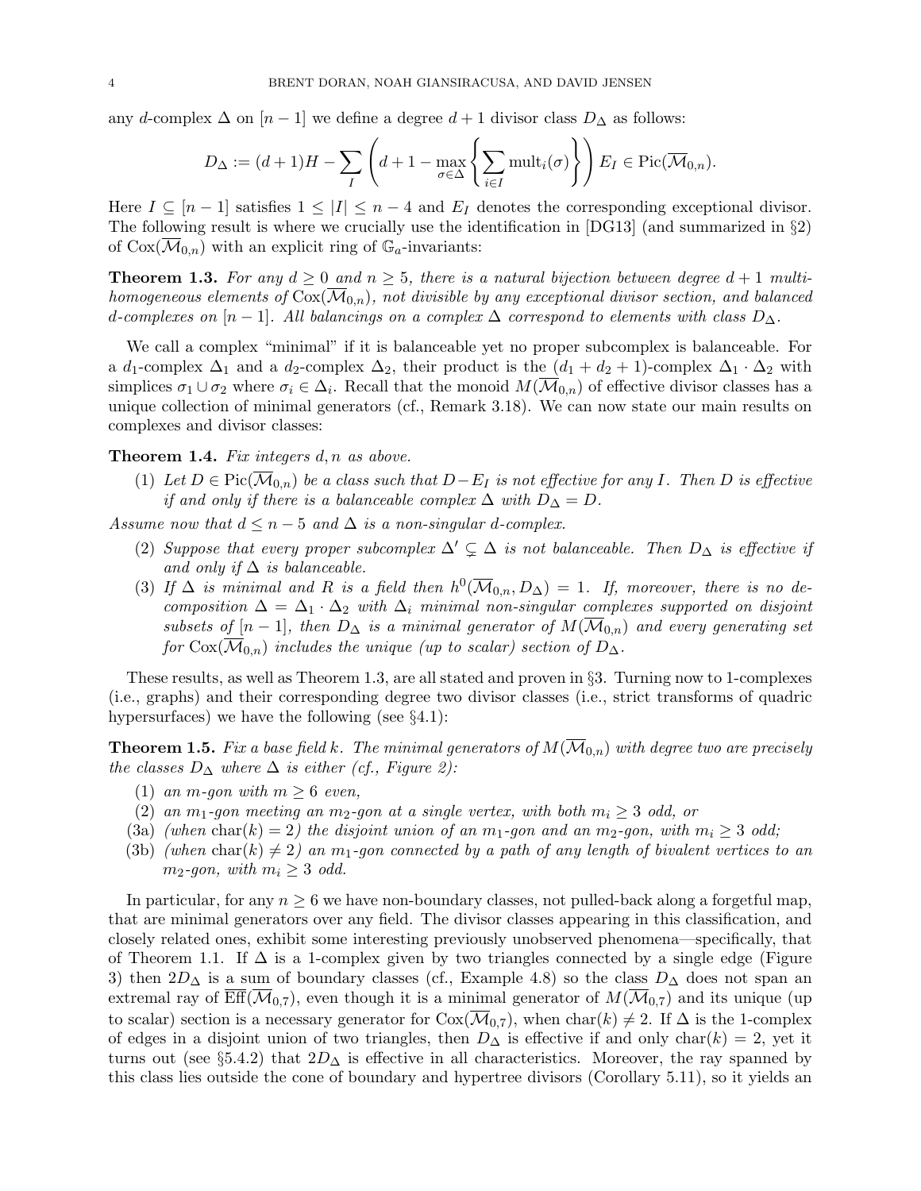any $d$-complex $\Delta$ on $[n-1]$ we define a degree $d+1$ divisor class $D_\Delta$ as follows:

$$D_\Delta := (d+1)H - \sum_I \left( d+1 - \max_{\sigma\in\Delta} \left\{ \sum_{i\in I} \mathrm{mult}_i(\sigma) \right\} \right) E_I \in \mathrm{Pic}(\overline{\mathcal{M}}_{0,n}).$$

Here $I \subseteq [n-1]$ satisfies $1 \le |I| \le n-4$ and $E_I$ denotes the corresponding exceptional divisor. The following result is where we crucially use the identification in [DG13] (and summarized in §2) of $\mathrm{Cox}(\overline{\mathcal{M}}_{0,n})$ with an explicit ring of $\mathbb{G}_a$-invariants:

**Theorem 1.3.** *For any $d \ge 0$ and $n \ge 5$, there is a natural bijection between degree $d+1$ multi-homogeneous elements of $\mathrm{Cox}(\overline{\mathcal{M}}_{0,n})$, not divisible by any exceptional divisor section, and balanced $d$-complexes on $[n-1]$. All balancings on a complex $\Delta$ correspond to elements with class $D_\Delta$.*

We call a complex "minimal" if it is balanceable yet no proper subcomplex is balanceable. For a $d_1$-complex $\Delta_1$ and a $d_2$-complex $\Delta_2$, their product is the $(d_1+d_2+1)$-complex $\Delta_1 \cdot \Delta_2$ with simplices $\sigma_1 \cup \sigma_2$ where $\sigma_i \in \Delta_i$. Recall that the monoid $M(\overline{\mathcal{M}}_{0,n})$ of effective divisor classes has a unique collection of minimal generators (cf., Remark 3.18). We can now state our main results on complexes and divisor classes:

**Theorem 1.4.** *Fix integers $d, n$ as above.*

(1) *Let $D \in \mathrm{Pic}(\overline{\mathcal{M}}_{0,n})$ be a class such that $D - E_I$ is not effective for any $I$. Then $D$ is effective if and only if there is a balanceable complex $\Delta$ with $D_\Delta = D$.*

*Assume now that $d \le n-5$ and $\Delta$ is a non-singular $d$-complex.*

(2) *Suppose that every proper subcomplex $\Delta' \subsetneq \Delta$ is not balanceable. Then $D_\Delta$ is effective if and only if $\Delta$ is balanceable.*

(3) *If $\Delta$ is minimal and $R$ is a field then $h^0(\overline{\mathcal{M}}_{0,n}, D_\Delta) = 1$. If, moreover, there is no decomposition $\Delta = \Delta_1 \cdot \Delta_2$ with $\Delta_i$ minimal non-singular complexes supported on disjoint subsets of $[n-1]$, then $D_\Delta$ is a minimal generator of $M(\overline{\mathcal{M}}_{0,n})$ and every generating set for $\mathrm{Cox}(\overline{\mathcal{M}}_{0,n})$ includes the unique (up to scalar) section of $D_\Delta$.*

These results, as well as Theorem 1.3, are all stated and proven in §3. Turning now to 1-complexes (i.e., graphs) and their corresponding degree two divisor classes (i.e., strict transforms of quadric hypersurfaces) we have the following (see §4.1):

**Theorem 1.5.** *Fix a base field $k$. The minimal generators of $M(\overline{\mathcal{M}}_{0,n})$ with degree two are precisely the classes $D_\Delta$ where $\Delta$ is either (cf., Figure 2):*

(1) *an $m$-gon with $m \ge 6$ even,*

(2) *an $m_1$-gon meeting an $m_2$-gon at a single vertex, with both $m_i \ge 3$ odd, or*

(3a) *(when $\mathrm{char}(k) = 2$) the disjoint union of an $m_1$-gon and an $m_2$-gon, with $m_i \ge 3$ odd;*

(3b) *(when $\mathrm{char}(k) \ne 2$) an $m_1$-gon connected by a path of any length of bivalent vertices to an $m_2$-gon, with $m_i \ge 3$ odd.*

In particular, for any $n \ge 6$ we have non-boundary classes, not pulled-back along a forgetful map, that are minimal generators over any field. The divisor classes appearing in this classification, and closely related ones, exhibit some interesting previously unobserved phenomena—specifically, that of Theorem 1.1. If $\Delta$ is a 1-complex given by two triangles connected by a single edge (Figure 3) then $2D_\Delta$ is a sum of boundary classes (cf., Example 4.8) so the class $D_\Delta$ does not span an extremal ray of $\overline{\mathrm{Eff}}(\overline{\mathcal{M}}_{0,7})$, even though it is a minimal generator of $M(\overline{\mathcal{M}}_{0,7})$ and its unique (up to scalar) section is a necessary generator for $\mathrm{Cox}(\overline{\mathcal{M}}_{0,7})$, when $\mathrm{char}(k) \ne 2$. If $\Delta$ is the 1-complex of edges in a disjoint union of two triangles, then $D_\Delta$ is effective if and only if $\mathrm{char}(k) = 2$, yet it turns out (see §5.4.2) that $2D_\Delta$ is effective in all characteristics. Moreover, the ray spanned by this class lies outside the cone of boundary and hypertree divisors (Corollary 5.11), so it yields an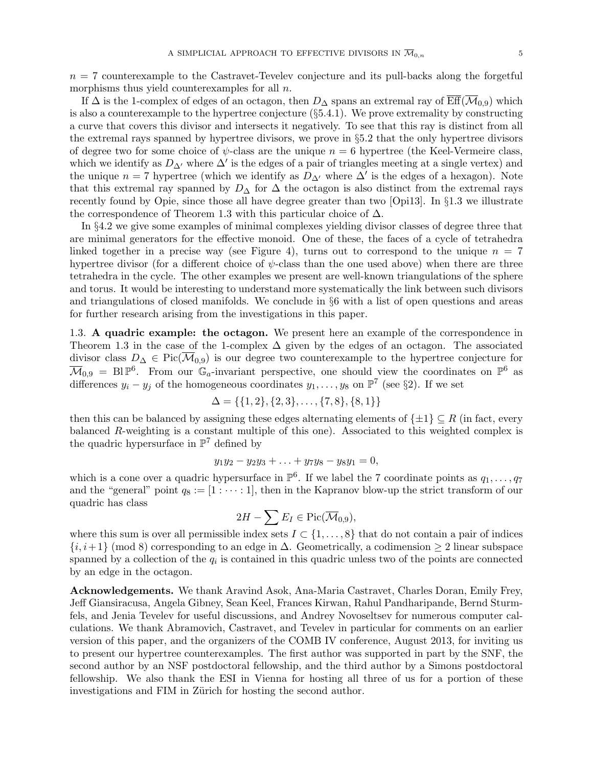$n = 7$ counterexample to the Castravet-Tevelev conjecture and its pull-backs along the forgetful morphisms thus yield counterexamples for all $n$.

If $\Delta$ is the 1-complex of edges of an octagon, then $D_\Delta$ spans an extremal ray of $\overline{\mathrm{Eff}}(\overline{\mathcal{M}}_{0,9})$ which is also a counterexample to the hypertree conjecture (§5.4.1). We prove extremality by constructing a curve that covers this divisor and intersects it negatively. To see that this ray is distinct from all the extremal rays spanned by hypertree divisors, we prove in §5.2 that the only hypertree divisors of degree two for some choice of $\psi$-class are the unique $n = 6$ hypertree (the Keel-Vermeire class, which we identify as $D_{\Delta'}$ where $\Delta'$ is the edges of a pair of triangles meeting at a single vertex) and the unique $n = 7$ hypertree (which we identify as $D_{\Delta'}$ where $\Delta'$ is the edges of a hexagon). Note that this extremal ray spanned by $D_\Delta$ for $\Delta$ the octagon is also distinct from the extremal rays recently found by Opie, since those all have degree greater than two [Opi13]. In §1.3 we illustrate the correspondence of Theorem 1.3 with this particular choice of $\Delta$.

In §4.2 we give some examples of minimal complexes yielding divisor classes of degree three that are minimal generators for the effective monoid. One of these, the faces of a cycle of tetrahedra linked together in a precise way (see Figure 4), turns out to correspond to the unique $n = 7$ hypertree divisor (for a different choice of $\psi$-class than the one used above) when there are three tetrahedra in the cycle. The other examples we present are well-known triangulations of the sphere and torus. It would be interesting to understand more systematically the link between such divisors and triangulations of closed manifolds. We conclude in §6 with a list of open questions and areas for further research arising from the investigations in this paper.

**1.3. A quadric example: the octagon.** We present here an example of the correspondence in Theorem 1.3 in the case of the 1-complex $\Delta$ given by the edges of an octagon. The associated divisor class $D_\Delta \in \mathrm{Pic}(\overline{\mathcal{M}}_{0,9})$ is our degree two counterexample to the hypertree conjecture for $\overline{\mathcal{M}}_{0,9} = \mathrm{Bl}\,\mathbb{P}^6$. From our $\mathbb{G}_a$-invariant perspective, one should view the coordinates on $\mathbb{P}^6$ as differences $y_i - y_j$ of the homogeneous coordinates $y_1, \ldots, y_8$ on $\mathbb{P}^7$ (see §2). If we set

$$\Delta = \{\{1,2\},\{2,3\},\ldots,\{7,8\},\{8,1\}\}$$

then this can be balanced by assigning these edges alternating elements of $\{\pm 1\} \subseteq R$ (in fact, every balanced $R$-weighting is a constant multiple of this one). Associated to this weighted complex is the quadric hypersurface in $\mathbb{P}^7$ defined by

$$y_1y_2 - y_2y_3 + \ldots + y_7y_8 - y_8y_1 = 0,$$

which is a cone over a quadric hypersurface in $\mathbb{P}^6$. If we label the 7 coordinate points as $q_1, \ldots, q_7$ and the "general" point $q_8 := [1 : \cdots : 1]$, then in the Kapranov blow-up the strict transform of our quadric has class

$$2H - \sum E_I \in \mathrm{Pic}(\overline{\mathcal{M}}_{0,9}),$$

where this sum is over all permissible index sets $I \subset \{1, \ldots, 8\}$ that do not contain a pair of indices $\{i, i+1\}$ (mod 8) corresponding to an edge in $\Delta$. Geometrically, a codimension $\geq 2$ linear subspace spanned by a collection of the $q_i$ is contained in this quadric unless two of the points are connected by an edge in the octagon.

**Acknowledgements.** We thank Aravind Asok, Ana-Maria Castravet, Charles Doran, Emily Frey, Jeff Giansiracusa, Angela Gibney, Sean Keel, Frances Kirwan, Rahul Pandharipande, Bernd Sturmfels, and Jenia Tevelev for useful discussions, and Andrey Novoseltsev for numerous computer calculations. We thank Abramovich, Castravet, and Tevelev in particular for comments on an earlier version of this paper, and the organizers of the COMB IV conference, August 2013, for inviting us to present our hypertree counterexamples. The first author was supported in part by the SNF, the second author by an NSF postdoctoral fellowship, and the third author by a Simons postdoctoral fellowship. We also thank the ESI in Vienna for hosting all three of us for a portion of these investigations and FIM in Zürich for hosting the second author.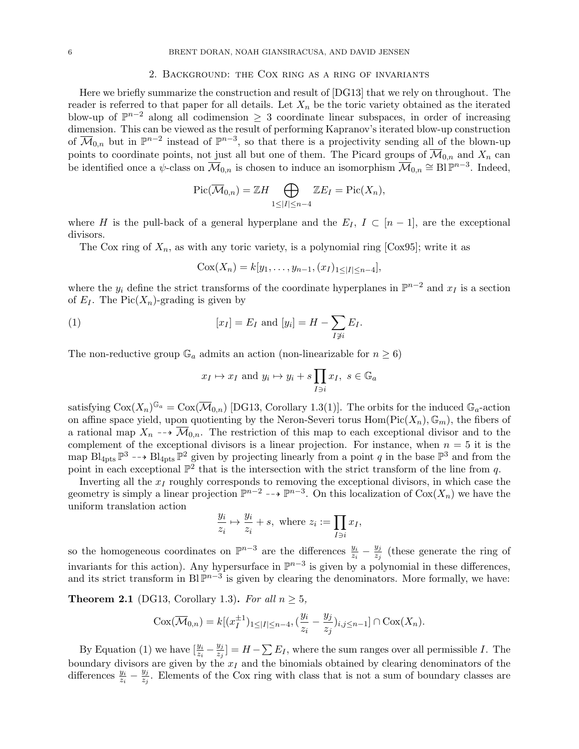## 2. Background: the Cox ring as a ring of invariants

Here we briefly summarize the construction and result of [DG13] that we rely on throughout. The reader is referred to that paper for all details. Let $X_n$ be the toric variety obtained as the iterated blow-up of $\mathbb{P}^{n-2}$ along all codimension $\geq 3$ coordinate linear subspaces, in order of increasing dimension. This can be viewed as the result of performing Kapranov's iterated blow-up construction of $\overline{\mathcal{M}}_{0,n}$ but in $\mathbb{P}^{n-2}$ instead of $\mathbb{P}^{n-3}$, so that there is a projectivity sending all of the blown-up points to coordinate points, not just all but one of them. The Picard groups of $\overline{\mathcal{M}}_{0,n}$ and $X_n$ can be identified once a $\psi$-class on $\overline{\mathcal{M}}_{0,n}$ is chosen to induce an isomorphism $\overline{\mathcal{M}}_{0,n} \cong \mathrm{Bl}\,\mathbb{P}^{n-3}$. Indeed,

$$\mathrm{Pic}(\overline{\mathcal{M}}_{0,n}) = \mathbb{Z}H \bigoplus_{1 \leq |I| \leq n-4} \mathbb{Z}E_I = \mathrm{Pic}(X_n),$$

where $H$ is the pull-back of a general hyperplane and the $E_I$, $I \subset [n-1]$, are the exceptional divisors.

The Cox ring of $X_n$, as with any toric variety, is a polynomial ring [Cox95]; write it as

$$\mathrm{Cox}(X_n) = k[y_1, \ldots, y_{n-1}, (x_I)_{1 \leq |I| \leq n-4}],$$

where the $y_i$ define the strict transforms of the coordinate hyperplanes in $\mathbb{P}^{n-2}$ and $x_I$ is a section of $E_I$. The $\mathrm{Pic}(X_n)$-grading is given by

$$[x_I] = E_I \text{ and } [y_i] = H - \sum_{I \not\ni i} E_I. \tag{1}$$

The non-reductive group $\mathbb{G}_a$ admits an action (non-linearizable for $n \geq 6$)

$$x_I \mapsto x_I \text{ and } y_i \mapsto y_i + s \prod_{I \ni i} x_I, \ s \in \mathbb{G}_a$$

satisfying $\mathrm{Cox}(X_n)^{\mathbb{G}_a} = \mathrm{Cox}(\overline{\mathcal{M}}_{0,n})$ [DG13, Corollary 1.3(1)]. The orbits for the induced $\mathbb{G}_a$-action on affine space yield, upon quotienting by the Neron-Severi torus $\mathrm{Hom}(\mathrm{Pic}(X_n), \mathbb{G}_m)$, the fibers of a rational map $X_n \dashrightarrow \overline{\mathcal{M}}_{0,n}$. The restriction of this map to each exceptional divisor and to the complement of the exceptional divisors is a linear projection. For instance, when $n = 5$ it is the map $\mathrm{Bl}_{4\mathrm{pts}}\,\mathbb{P}^3 \dashrightarrow \mathrm{Bl}_{4\mathrm{pts}}\,\mathbb{P}^2$ given by projecting linearly from a point $q$ in the base $\mathbb{P}^3$ and from the point in each exceptional $\mathbb{P}^2$ that is the intersection with the strict transform of the line from $q$.

Inverting all the $x_I$ roughly corresponds to removing the exceptional divisors, in which case the geometry is simply a linear projection $\mathbb{P}^{n-2} \dashrightarrow \mathbb{P}^{n-3}$. On this localization of $\mathrm{Cox}(X_n)$ we have the uniform translation action

$$\frac{y_i}{z_i} \mapsto \frac{y_i}{z_i} + s, \text{ where } z_i := \prod_{I \ni i} x_I,$$

so the homogeneous coordinates on $\mathbb{P}^{n-3}$ are the differences $\frac{y_i}{z_i} - \frac{y_j}{z_j}$ (these generate the ring of invariants for this action). Any hypersurface in $\mathbb{P}^{n-3}$ is given by a polynomial in these differences, and its strict transform in $\mathrm{Bl}\,\mathbb{P}^{n-3}$ is given by clearing the denominators. More formally, we have:

**Theorem 2.1** (DG13, Corollary 1.3)**.** *For all $n \geq 5$,*

$$\mathrm{Cox}(\overline{\mathcal{M}}_{0,n}) = k[(x_I^{\pm 1})_{1 \leq |I| \leq n-4}, (\frac{y_i}{z_i} - \frac{y_j}{z_j})_{i,j \leq n-1}] \cap \mathrm{Cox}(X_n).$$

By Equation (1) we have $[\frac{y_i}{z_i} - \frac{y_j}{z_j}] = H - \sum E_I$, where the sum ranges over all permissible $I$. The boundary divisors are given by the $x_I$ and the binomials obtained by clearing denominators of the differences $\frac{y_i}{z_i} - \frac{y_j}{z_j}$. Elements of the Cox ring with class that is not a sum of boundary classes are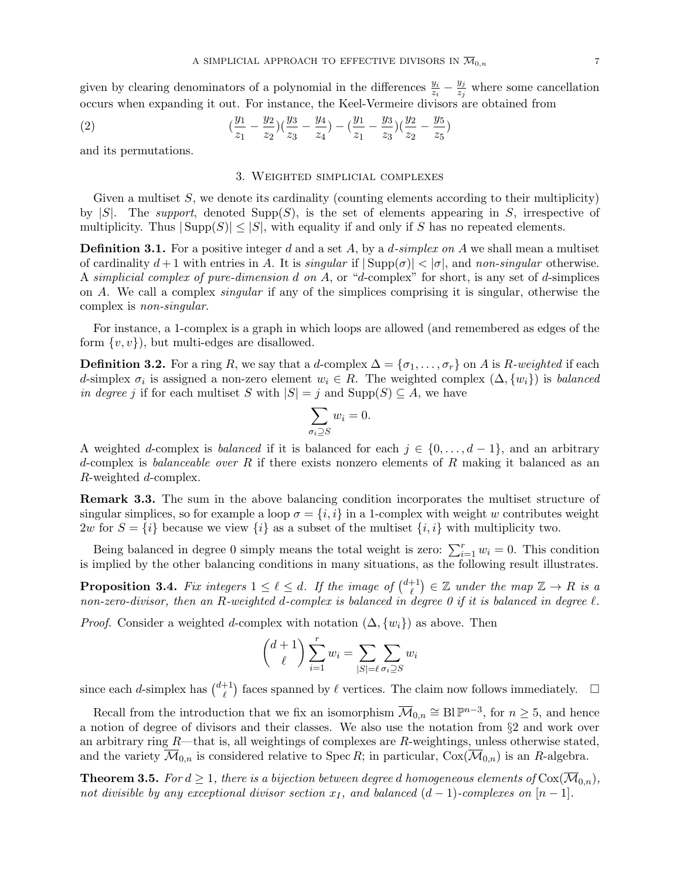given by clearing denominators of a polynomial in the differences $\frac{y_i}{z_i} - \frac{y_j}{z_j}$ where some cancellation occurs when expanding it out. For instance, the Keel-Vermeire divisors are obtained from

$$(\frac{y_1}{z_1} - \frac{y_2}{z_2})(\frac{y_3}{z_3} - \frac{y_4}{z_4}) - (\frac{y_1}{z_1} - \frac{y_3}{z_3})(\frac{y_2}{z_2} - \frac{y_5}{z_5}) \tag{2}$$

and its permutations.

## 3. Weighted simplicial complexes

Given a multiset $S$, we denote its cardinality (counting elements according to their multiplicity) by $|S|$. The *support*, denoted $\mathrm{Supp}(S)$, is the set of elements appearing in $S$, irrespective of multiplicity. Thus $|\mathrm{Supp}(S)| \leq |S|$, with equality if and only if $S$ has no repeated elements.

**Definition 3.1.** For a positive integer $d$ and a set $A$, by a *$d$-simplex on $A$* we shall mean a multiset of cardinality $d+1$ with entries in $A$. It is *singular* if $|\mathrm{Supp}(\sigma)| < |\sigma|$, and *non-singular* otherwise. A *simplicial complex of pure-dimension $d$ on $A$*, or "$d$-complex" for short, is any set of $d$-simplices on $A$. We call a complex *singular* if any of the simplices comprising it is singular, otherwise the complex is *non-singular*.

For instance, a 1-complex is a graph in which loops are allowed (and remembered as edges of the form $\{v, v\}$), but multi-edges are disallowed.

**Definition 3.2.** For a ring $R$, we say that a $d$-complex $\Delta = \{\sigma_1, \ldots, \sigma_r\}$ on $A$ is *$R$-weighted* if each $d$-simplex $\sigma_i$ is assigned a non-zero element $w_i \in R$. The weighted complex $(\Delta, \{w_i\})$ is *balanced in degree $j$* if for each multiset $S$ with $|S| = j$ and $\mathrm{Supp}(S) \subseteq A$, we have

$$\sum_{\sigma_i \supseteq S} w_i = 0.$$

A weighted $d$-complex is *balanced* if it is balanced for each $j \in \{0, \ldots, d-1\}$, and an arbitrary $d$-complex is *balanceable over $R$* if there exists nonzero elements of $R$ making it balanced as an $R$-weighted $d$-complex.

**Remark 3.3.** The sum in the above balancing condition incorporates the multiset structure of singular simplices, so for example a loop $\sigma = \{i, i\}$ in a 1-complex with weight $w$ contributes weight $2w$ for $S = \{i\}$ because we view $\{i\}$ as a subset of the multiset $\{i, i\}$ with multiplicity two.

Being balanced in degree 0 simply means the total weight is zero: $\sum_{i=1}^{r} w_i = 0$. This condition is implied by the other balancing conditions in many situations, as the following result illustrates.

**Proposition 3.4.** *Fix integers $1 \leq \ell \leq d$. If the image of $\binom{d+1}{\ell} \in \mathbb{Z}$ under the map $\mathbb{Z} \to R$ is a non-zero-divisor, then an $R$-weighted $d$-complex is balanced in degree 0 if it is balanced in degree $\ell$.*

*Proof.* Consider a weighted $d$-complex with notation $(\Delta, \{w_i\})$ as above. Then

$$\binom{d+1}{\ell} \sum_{i=1}^{r} w_i = \sum_{|S|=\ell} \sum_{\sigma_i \supseteq S} w_i$$

since each $d$-simplex has $\binom{d+1}{\ell}$ faces spanned by $\ell$ vertices. The claim now follows immediately. $\square$

Recall from the introduction that we fix an isomorphism $\overline{\mathcal{M}}_{0,n} \cong \mathrm{Bl}\,\mathbb{P}^{n-3}$, for $n \geq 5$, and hence a notion of degree of divisors and their classes. We also use the notation from §2 and work over an arbitrary ring $R$—that is, all weightings of complexes are $R$-weightings, unless otherwise stated, and the variety $\overline{\mathcal{M}}_{0,n}$ is considered relative to $\mathrm{Spec}\, R$; in particular, $\mathrm{Cox}(\overline{\mathcal{M}}_{0,n})$ is an $R$-algebra.

**Theorem 3.5.** *For $d \geq 1$, there is a bijection between degree $d$ homogeneous elements of $\mathrm{Cox}(\overline{\mathcal{M}}_{0,n})$, not divisible by any exceptional divisor section $x_I$, and balanced $(d-1)$-complexes on $[n-1]$.*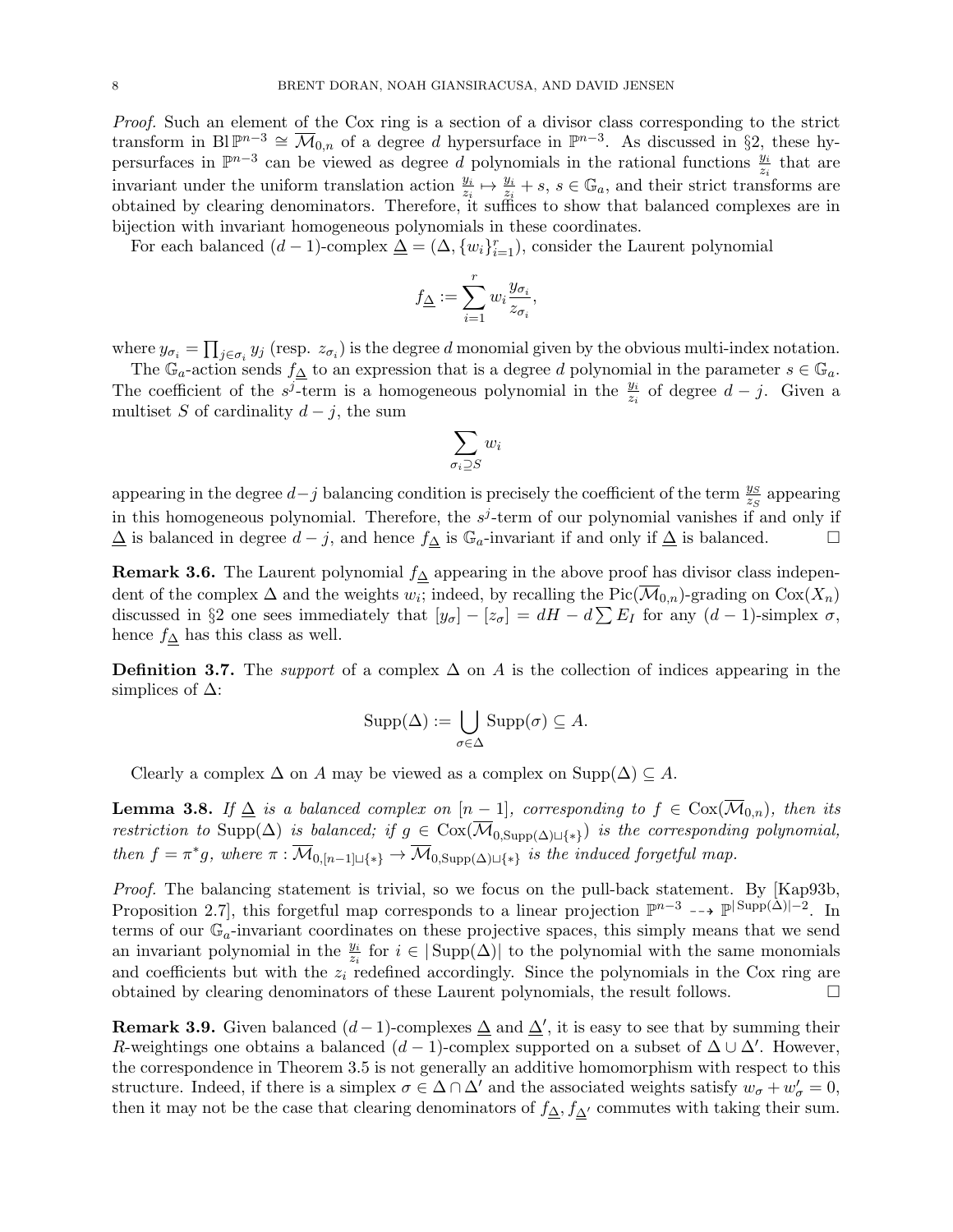*Proof.* Such an element of the Cox ring is a section of a divisor class corresponding to the strict transform in $\mathrm{Bl}\,\mathbb{P}^{n-3} \cong \overline{\mathcal{M}}_{0,n}$ of a degree $d$ hypersurface in $\mathbb{P}^{n-3}$. As discussed in §2, these hypersurfaces in $\mathbb{P}^{n-3}$ can be viewed as degree $d$ polynomials in the rational functions $\frac{y_i}{z_i}$ that are invariant under the uniform translation action $\frac{y_i}{z_i} \mapsto \frac{y_i}{z_i} + s$, $s \in \mathbb{G}_a$, and their strict transforms are obtained by clearing denominators. Therefore, it suffices to show that balanced complexes are in bijection with invariant homogeneous polynomials in these coordinates.

For each balanced $(d-1)$-complex $\underline{\Delta} = (\Delta, \{w_i\}_{i=1}^r)$, consider the Laurent polynomial

$$f_{\underline{\Delta}} := \sum_{i=1}^{r} w_i \frac{y_{\sigma_i}}{z_{\sigma_i}},$$

where $y_{\sigma_i} = \prod_{j \in \sigma_i} y_j$ (resp. $z_{\sigma_i}$) is the degree $d$ monomial given by the obvious multi-index notation.

The $\mathbb{G}_a$-action sends $f_{\underline{\Delta}}$ to an expression that is a degree $d$ polynomial in the parameter $s \in \mathbb{G}_a$. The coefficient of the $s^j$-term is a homogeneous polynomial in the $\frac{y_i}{z_i}$ of degree $d-j$. Given a multiset $S$ of cardinality $d-j$, the sum

$$\sum_{\sigma_i \supseteq S} w_i$$

appearing in the degree $d-j$ balancing condition is precisely the coefficient of the term $\frac{y_S}{z_S}$ appearing in this homogeneous polynomial. Therefore, the $s^j$-term of our polynomial vanishes if and only if $\underline{\Delta}$ is balanced in degree $d-j$, and hence $f_{\underline{\Delta}}$ is $\mathbb{G}_a$-invariant if and only if $\underline{\Delta}$ is balanced. □

**Remark 3.6.** The Laurent polynomial $f_{\underline{\Delta}}$ appearing in the above proof has divisor class independent of the complex $\Delta$ and the weights $w_i$; indeed, by recalling the $\mathrm{Pic}(\overline{\mathcal{M}}_{0,n})$-grading on $\mathrm{Cox}(X_n)$ discussed in §2 one sees immediately that $[y_\sigma] - [z_\sigma] = dH - d\sum E_I$ for any $(d-1)$-simplex $\sigma$, hence $f_{\underline{\Delta}}$ has this class as well.

**Definition 3.7.** The *support* of a complex $\Delta$ on $A$ is the collection of indices appearing in the simplices of $\Delta$:

$$\mathrm{Supp}(\Delta) := \bigcup_{\sigma \in \Delta} \mathrm{Supp}(\sigma) \subseteq A.$$

Clearly a complex $\Delta$ on $A$ may be viewed as a complex on $\mathrm{Supp}(\Delta) \subseteq A$.

**Lemma 3.8.** *If $\underline{\Delta}$ is a balanced complex on $[n-1]$, corresponding to $f \in \mathrm{Cox}(\overline{\mathcal{M}}_{0,n})$, then its restriction to $\mathrm{Supp}(\Delta)$ is balanced; if $g \in \mathrm{Cox}(\overline{\mathcal{M}}_{0,\mathrm{Supp}(\Delta)\sqcup\{*\}})$ is the corresponding polynomial, then $f = \pi^* g$, where $\pi : \overline{\mathcal{M}}_{0,[n-1]\sqcup\{*\}} \to \overline{\mathcal{M}}_{0,\mathrm{Supp}(\Delta)\sqcup\{*\}}$ is the induced forgetful map.*

*Proof.* The balancing statement is trivial, so we focus on the pull-back statement. By [Kap93b, Proposition 2.7], this forgetful map corresponds to a linear projection $\mathbb{P}^{n-3} \dashrightarrow \mathbb{P}^{|\mathrm{Supp}(\Delta)|-2}$. In terms of our $\mathbb{G}_a$-invariant coordinates on these projective spaces, this simply means that we send an invariant polynomial in the $\frac{y_i}{z_i}$ for $i \in |\mathrm{Supp}(\Delta)|$ to the polynomial with the same monomials and coefficients but with the $z_i$ redefined accordingly. Since the polynomials in the Cox ring are obtained by clearing denominators of these Laurent polynomials, the result follows. □

**Remark 3.9.** Given balanced $(d-1)$-complexes $\underline{\Delta}$ and $\underline{\Delta}'$, it is easy to see that by summing their $R$-weightings one obtains a balanced $(d-1)$-complex supported on a subset of $\Delta \cup \Delta'$. However, the correspondence in Theorem 3.5 is not generally an additive homomorphism with respect to this structure. Indeed, if there is a simplex $\sigma \in \Delta \cap \Delta'$ and the associated weights satisfy $w_\sigma + w'_\sigma = 0$, then it may not be the case that clearing denominators of $f_{\underline{\Delta}}, f_{\underline{\Delta}'}$ commutes with taking their sum.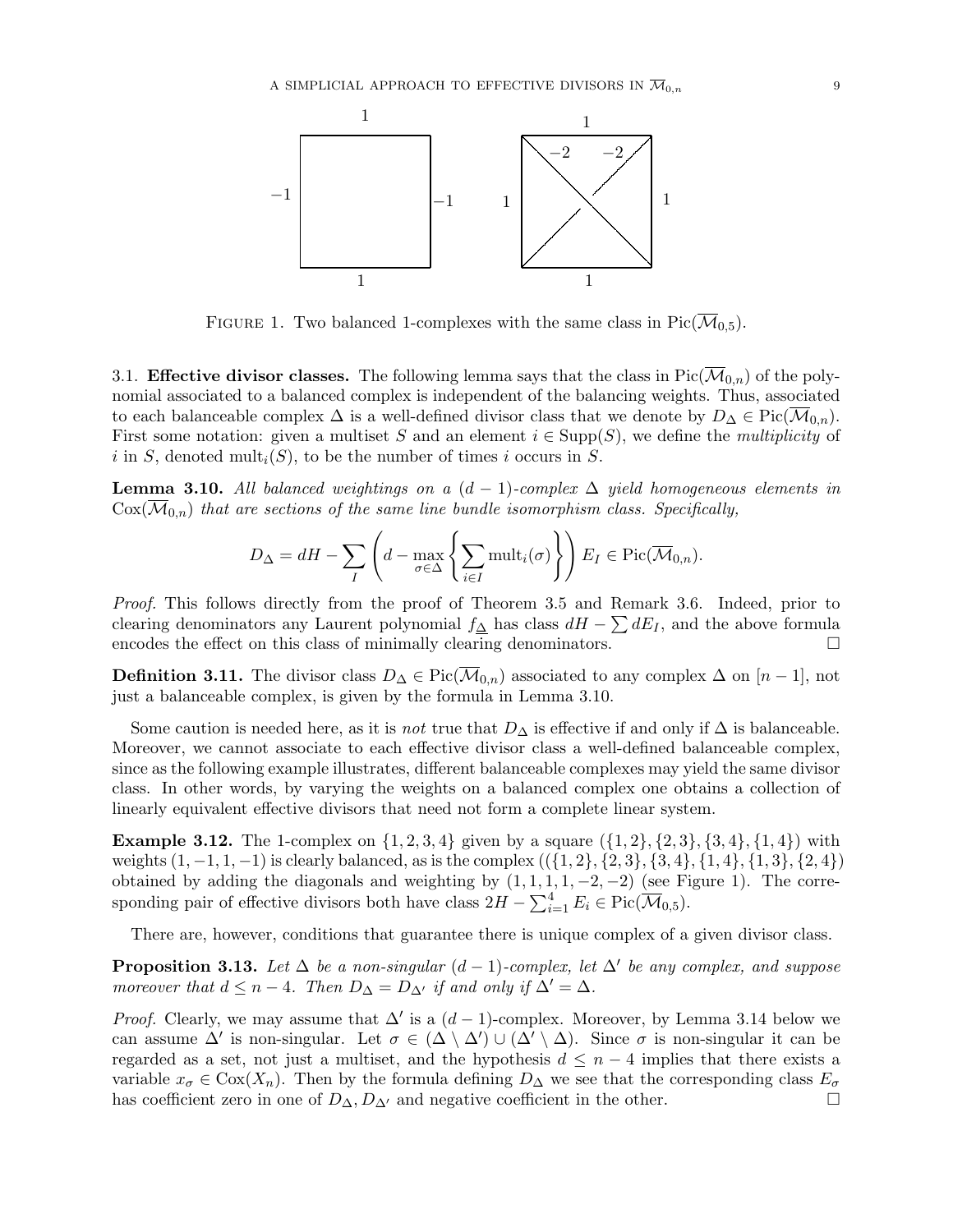FIGURE 1. Two balanced 1-complexes with the same class in $\mathrm{Pic}(\overline{\mathcal{M}}_{0,5})$.

3.1. **Effective divisor classes.** The following lemma says that the class in $\mathrm{Pic}(\overline{\mathcal{M}}_{0,n})$ of the polynomial associated to a balanced complex is independent of the balancing weights. Thus, associated to each balanceable complex $\Delta$ is a well-defined divisor class that we denote by $D_\Delta \in \mathrm{Pic}(\overline{\mathcal{M}}_{0,n})$. First some notation: given a multiset $S$ and an element $i \in \mathrm{Supp}(S)$, we define the *multiplicity* of $i$ in $S$, denoted $\mathrm{mult}_i(S)$, to be the number of times $i$ occurs in $S$.

**Lemma 3.10.** *All balanced weightings on a $(d-1)$-complex $\Delta$ yield homogeneous elements in $\mathrm{Cox}(\overline{\mathcal{M}}_{0,n})$ that are sections of the same line bundle isomorphism class. Specifically,*

$$D_\Delta = dH - \sum_I \left( d - \max_{\sigma \in \Delta} \left\{ \sum_{i \in I} \mathrm{mult}_i(\sigma) \right\} \right) E_I \in \mathrm{Pic}(\overline{\mathcal{M}}_{0,n}).$$

*Proof.* This follows directly from the proof of Theorem 3.5 and Remark 3.6. Indeed, prior to clearing denominators any Laurent polynomial $f_{\underline{\Delta}}$ has class $dH - \sum dE_I$, and the above formula encodes the effect on this class of minimally clearing denominators. □

**Definition 3.11.** The divisor class $D_\Delta \in \mathrm{Pic}(\overline{\mathcal{M}}_{0,n})$ associated to any complex $\Delta$ on $[n-1]$, not just a balanceable complex, is given by the formula in Lemma 3.10.

Some caution is needed here, as it is *not* true that $D_\Delta$ is effective if and only if $\Delta$ is balanceable. Moreover, we cannot associate to each effective divisor class a well-defined balanceable complex, since as the following example illustrates, different balanceable complexes may yield the same divisor class. In other words, by varying the weights on a balanced complex one obtains a collection of linearly equivalent effective divisors that need not form a complete linear system.

**Example 3.12.** The 1-complex on $\{1,2,3,4\}$ given by a square $(\{1,2\},\{2,3\},\{3,4\},\{1,4\})$ with weights $(1,-1,1,-1)$ is clearly balanced, as is the complex $((\{1,2\},\{2,3\},\{3,4\},\{1,4\},\{1,3\},\{2,4\})$ obtained by adding the diagonals and weighting by $(1,1,1,1,-2,-2)$ (see Figure 1). The corresponding pair of effective divisors both have class $2H - \sum_{i=1}^{4} E_i \in \mathrm{Pic}(\overline{\mathcal{M}}_{0,5})$.

There are, however, conditions that guarantee there is unique complex of a given divisor class.

**Proposition 3.13.** *Let $\Delta$ be a non-singular $(d-1)$-complex, let $\Delta'$ be any complex, and suppose moreover that $d \leq n-4$. Then $D_\Delta = D_{\Delta'}$ if and only if $\Delta' = \Delta$.*

*Proof.* Clearly, we may assume that $\Delta'$ is a $(d-1)$-complex. Moreover, by Lemma 3.14 below we can assume $\Delta'$ is non-singular. Let $\sigma \in (\Delta \setminus \Delta') \cup (\Delta' \setminus \Delta)$. Since $\sigma$ is non-singular it can be regarded as a set, not just a multiset, and the hypothesis $d \leq n-4$ implies that there exists a variable $x_\sigma \in \mathrm{Cox}(X_n)$. Then by the formula defining $D_\Delta$ we see that the corresponding class $E_\sigma$ has coefficient zero in one of $D_\Delta, D_{\Delta'}$ and negative coefficient in the other. □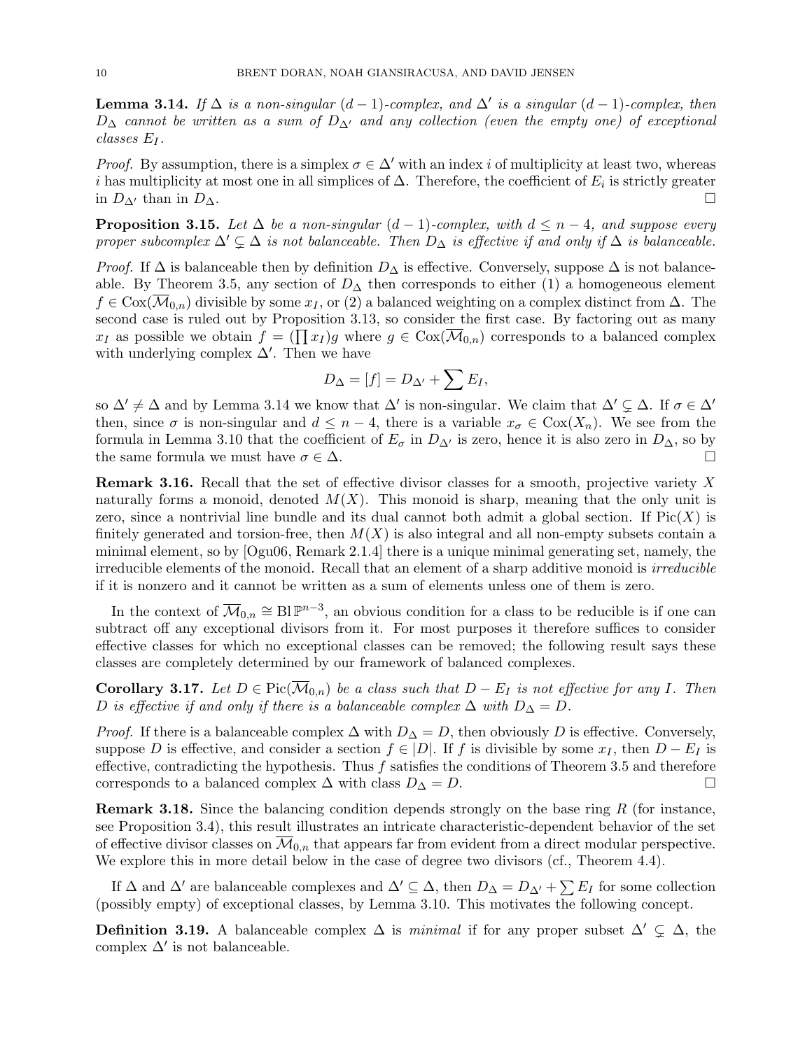**Lemma 3.14.** *If $\Delta$ is a non-singular $(d-1)$-complex, and $\Delta'$ is a singular $(d-1)$-complex, then $D_\Delta$ cannot be written as a sum of $D_{\Delta'}$ and any collection (even the empty one) of exceptional classes $E_I$.*

*Proof.* By assumption, there is a simplex $\sigma \in \Delta'$ with an index $i$ of multiplicity at least two, whereas $i$ has multiplicity at most one in all simplices of $\Delta$. Therefore, the coefficient of $E_i$ is strictly greater in $D_{\Delta'}$ than in $D_\Delta$. □

**Proposition 3.15.** *Let $\Delta$ be a non-singular $(d-1)$-complex, with $d \leq n-4$, and suppose every proper subcomplex $\Delta' \subsetneq \Delta$ is not balanceable. Then $D_\Delta$ is effective if and only if $\Delta$ is balanceable.*

*Proof.* If $\Delta$ is balanceable then by definition $D_\Delta$ is effective. Conversely, suppose $\Delta$ is not balanceable. By Theorem 3.5, any section of $D_\Delta$ then corresponds to either (1) a homogeneous element $f \in \mathrm{Cox}(\overline{\mathcal{M}}_{0,n})$ divisible by some $x_I$, or (2) a balanced weighting on a complex distinct from $\Delta$. The second case is ruled out by Proposition 3.13, so consider the first case. By factoring out as many $x_I$ as possible we obtain $f = (\prod x_I)g$ where $g \in \mathrm{Cox}(\overline{\mathcal{M}}_{0,n})$ corresponds to a balanced complex with underlying complex $\Delta'$. Then we have

$$D_\Delta = [f] = D_{\Delta'} + \sum E_I,$$

so $\Delta' \neq \Delta$ and by Lemma 3.14 we know that $\Delta'$ is non-singular. We claim that $\Delta' \subsetneq \Delta$. If $\sigma \in \Delta'$ then, since $\sigma$ is non-singular and $d \leq n-4$, there is a variable $x_\sigma \in \mathrm{Cox}(X_n)$. We see from the formula in Lemma 3.10 that the coefficient of $E_\sigma$ in $D_{\Delta'}$ is zero, hence it is also zero in $D_\Delta$, so by the same formula we must have $\sigma \in \Delta$. □

**Remark 3.16.** Recall that the set of effective divisor classes for a smooth, projective variety $X$ naturally forms a monoid, denoted $M(X)$. This monoid is sharp, meaning that the only unit is zero, since a nontrivial line bundle and its dual cannot both admit a global section. If $\mathrm{Pic}(X)$ is finitely generated and torsion-free, then $M(X)$ is also integral and all non-empty subsets contain a minimal element, so by [Ogu06, Remark 2.1.4] there is a unique minimal generating set, namely, the irreducible elements of the monoid. Recall that an element of a sharp additive monoid is *irreducible* if it is nonzero and it cannot be written as a sum of elements unless one of them is zero.

In the context of $\overline{\mathcal{M}}_{0,n} \cong \mathrm{Bl}\,\mathbb{P}^{n-3}$, an obvious condition for a class to be reducible is if one can subtract off any exceptional divisors from it. For most purposes it therefore suffices to consider effective classes for which no exceptional classes can be removed; the following result says these classes are completely determined by our framework of balanced complexes.

**Corollary 3.17.** *Let $D \in \mathrm{Pic}(\overline{\mathcal{M}}_{0,n})$ be a class such that $D - E_I$ is not effective for any $I$. Then $D$ is effective if and only if there is a balanceable complex $\Delta$ with $D_\Delta = D$.*

*Proof.* If there is a balanceable complex $\Delta$ with $D_\Delta = D$, then obviously $D$ is effective. Conversely, suppose $D$ is effective, and consider a section $f \in |D|$. If $f$ is divisible by some $x_I$, then $D - E_I$ is effective, contradicting the hypothesis. Thus $f$ satisfies the conditions of Theorem 3.5 and therefore corresponds to a balanced complex $\Delta$ with class $D_\Delta = D$. □

**Remark 3.18.** Since the balancing condition depends strongly on the base ring $R$ (for instance, see Proposition 3.4), this result illustrates an intricate characteristic-dependent behavior of the set of effective divisor classes on $\overline{\mathcal{M}}_{0,n}$ that appears far from evident from a direct modular perspective. We explore this in more detail below in the case of degree two divisors (cf., Theorem 4.4).

If $\Delta$ and $\Delta'$ are balanceable complexes and $\Delta' \subseteq \Delta$, then $D_\Delta = D_{\Delta'} + \sum E_I$ for some collection (possibly empty) of exceptional classes, by Lemma 3.10. This motivates the following concept.

**Definition 3.19.** A balanceable complex $\Delta$ is *minimal* if for any proper subset $\Delta' \subsetneq \Delta$, the complex $\Delta'$ is not balanceable.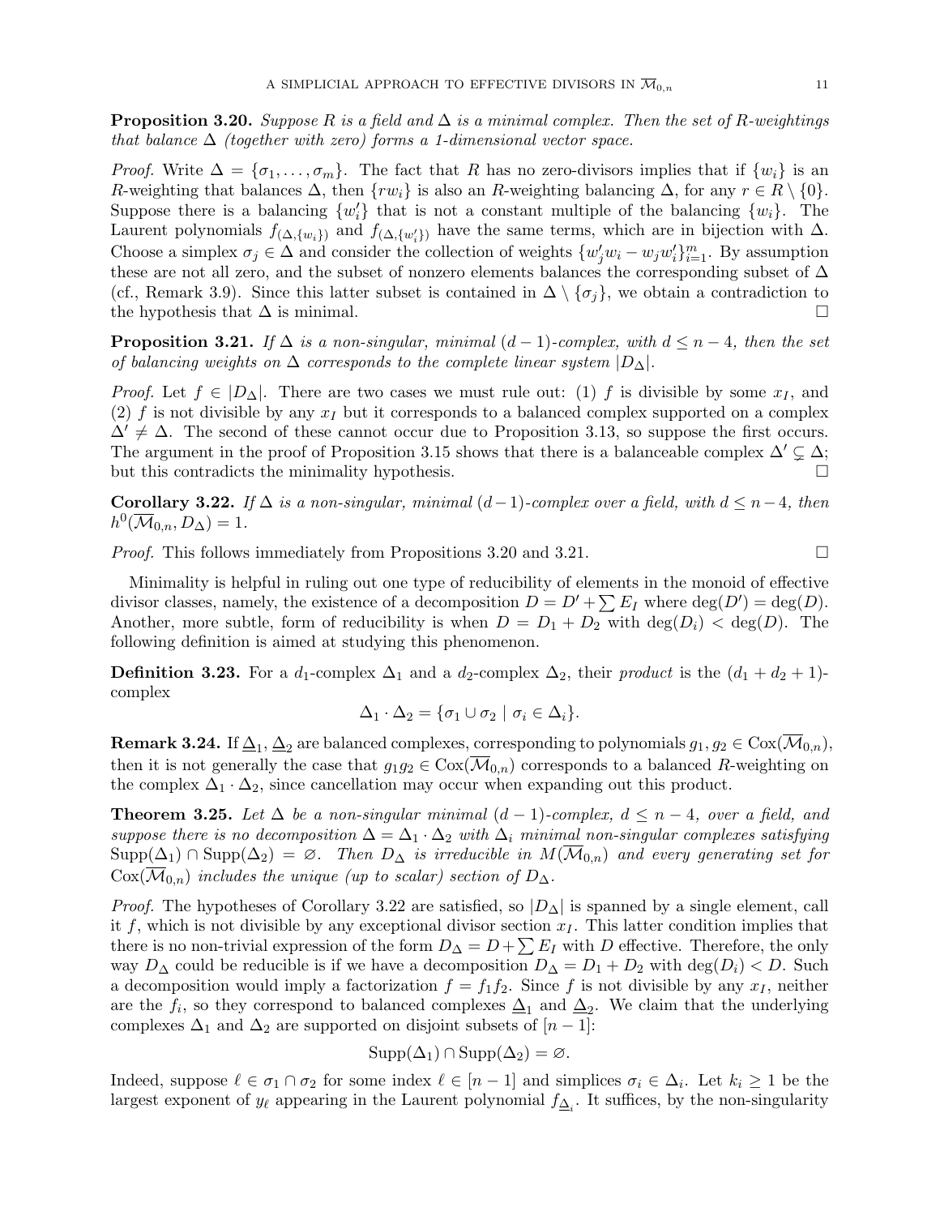**Proposition 3.20.** *Suppose $R$ is a field and $\Delta$ is a minimal complex. Then the set of $R$-weightings that balance $\Delta$ (together with zero) forms a 1-dimensional vector space.*

*Proof.* Write $\Delta = \{\sigma_1, \ldots, \sigma_m\}$. The fact that $R$ has no zero-divisors implies that if $\{w_i\}$ is an $R$-weighting that balances $\Delta$, then $\{rw_i\}$ is also an $R$-weighting balancing $\Delta$, for any $r \in R \setminus \{0\}$. Suppose there is a balancing $\{w_i'\}$ that is not a constant multiple of the balancing $\{w_i\}$. The Laurent polynomials $f_{(\Delta,\{w_i\})}$ and $f_{(\Delta,\{w_i'\})}$ have the same terms, which are in bijection with $\Delta$. Choose a simplex $\sigma_j \in \Delta$ and consider the collection of weights $\{w_j'w_i - w_jw_i'\}_{i=1}^m$. By assumption these are not all zero, and the subset of nonzero elements balances the corresponding subset of $\Delta$ (cf., Remark 3.9). Since this latter subset is contained in $\Delta \setminus \{\sigma_j\}$, we obtain a contradiction to the hypothesis that $\Delta$ is minimal. $\square$

**Proposition 3.21.** *If $\Delta$ is a non-singular, minimal $(d-1)$-complex, with $d \leq n-4$, then the set of balancing weights on $\Delta$ corresponds to the complete linear system $|D_\Delta|$.*

*Proof.* Let $f \in |D_\Delta|$. There are two cases we must rule out: (1) $f$ is divisible by some $x_I$, and (2) $f$ is not divisible by any $x_I$ but it corresponds to a balanced complex supported on a complex $\Delta' \neq \Delta$. The second of these cannot occur due to Proposition 3.13, so suppose the first occurs. The argument in the proof of Proposition 3.15 shows that there is a balanceable complex $\Delta' \subsetneq \Delta$; but this contradicts the minimality hypothesis. $\square$

**Corollary 3.22.** *If $\Delta$ is a non-singular, minimal $(d-1)$-complex over a field, with $d \leq n-4$, then $h^0(\overline{\mathcal{M}}_{0,n}, D_\Delta) = 1$.*

*Proof.* This follows immediately from Propositions 3.20 and 3.21. $\square$

Minimality is helpful in ruling out one type of reducibility of elements in the monoid of effective divisor classes, namely, the existence of a decomposition $D = D' + \sum E_I$ where $\deg(D') = \deg(D)$. Another, more subtle, form of reducibility is when $D = D_1 + D_2$ with $\deg(D_i) < \deg(D)$. The following definition is aimed at studying this phenomenon.

**Definition 3.23.** For a $d_1$-complex $\Delta_1$ and a $d_2$-complex $\Delta_2$, their *product* is the $(d_1 + d_2 + 1)$-complex

$$\Delta_1 \cdot \Delta_2 = \{\sigma_1 \cup \sigma_2 \mid \sigma_i \in \Delta_i\}.$$

**Remark 3.24.** If $\underline{\Delta}_1$, $\underline{\Delta}_2$ are balanced complexes, corresponding to polynomials $g_1, g_2 \in \mathrm{Cox}(\overline{\mathcal{M}}_{0,n})$, then it is not generally the case that $g_1 g_2 \in \mathrm{Cox}(\overline{\mathcal{M}}_{0,n})$ corresponds to a balanced $R$-weighting on the complex $\Delta_1 \cdot \Delta_2$, since cancellation may occur when expanding out this product.

**Theorem 3.25.** *Let $\Delta$ be a non-singular minimal $(d-1)$-complex, $d \leq n-4$, over a field, and suppose there is no decomposition $\Delta = \Delta_1 \cdot \Delta_2$ with $\Delta_i$ minimal non-singular complexes satisfying $\mathrm{Supp}(\Delta_1) \cap \mathrm{Supp}(\Delta_2) = \varnothing$. Then $D_\Delta$ is irreducible in $M(\overline{\mathcal{M}}_{0,n})$ and every generating set for $\mathrm{Cox}(\overline{\mathcal{M}}_{0,n})$ includes the unique (up to scalar) section of $D_\Delta$.*

*Proof.* The hypotheses of Corollary 3.22 are satisfied, so $|D_\Delta|$ is spanned by a single element, call it $f$, which is not divisible by any exceptional divisor section $x_I$. This latter condition implies that there is no non-trivial expression of the form $D_\Delta = D + \sum E_I$ with $D$ effective. Therefore, the only way $D_\Delta$ could be reducible is if we have a decomposition $D_\Delta = D_1 + D_2$ with $\deg(D_i) < D$. Such a decomposition would imply a factorization $f = f_1 f_2$. Since $f$ is not divisible by any $x_I$, neither are the $f_i$, so they correspond to balanced complexes $\underline{\Delta}_1$ and $\underline{\Delta}_2$. We claim that the underlying complexes $\Delta_1$ and $\Delta_2$ are supported on disjoint subsets of $[n-1]$:

$$\mathrm{Supp}(\Delta_1) \cap \mathrm{Supp}(\Delta_2) = \varnothing.$$

Indeed, suppose $\ell \in \sigma_1 \cap \sigma_2$ for some index $\ell \in [n-1]$ and simplices $\sigma_i \in \Delta_i$. Let $k_i \geq 1$ be the largest exponent of $y_\ell$ appearing in the Laurent polynomial $f_{\underline{\Delta}_i}$. It suffices, by the non-singularity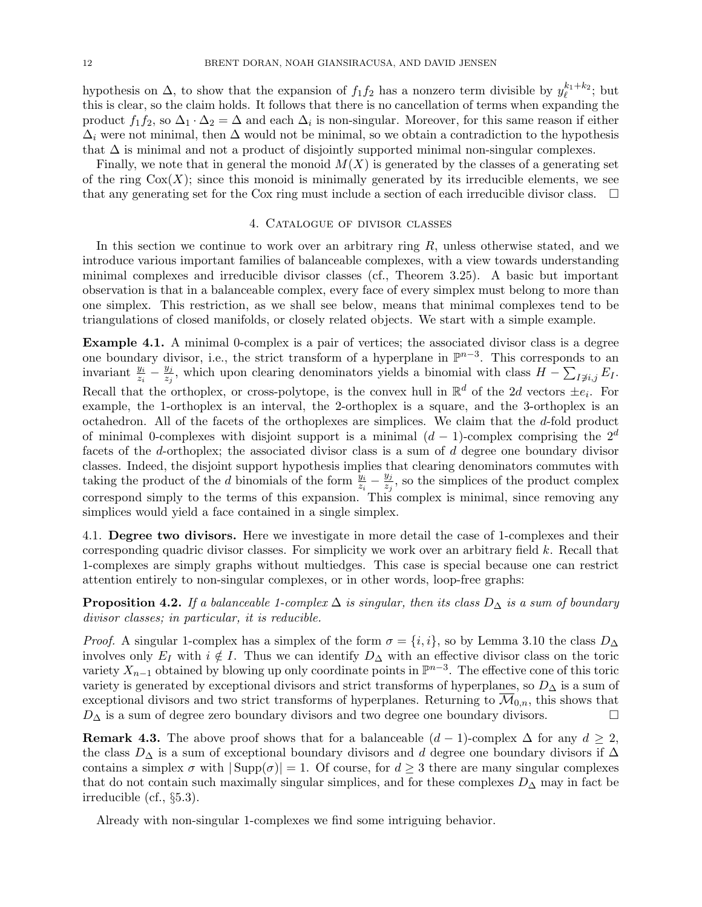hypothesis on $\Delta$, to show that the expansion of $f_1 f_2$ has a nonzero term divisible by $y_\ell^{k_1+k_2}$; but this is clear, so the claim holds. It follows that there is no cancellation of terms when expanding the product $f_1 f_2$, so $\Delta_1 \cdot \Delta_2 = \Delta$ and each $\Delta_i$ is non-singular. Moreover, for this same reason if either $\Delta_i$ were not minimal, then $\Delta$ would not be minimal, so we obtain a contradiction to the hypothesis that $\Delta$ is minimal and not a product of disjointly supported minimal non-singular complexes.

Finally, we note that in general the monoid $M(X)$ is generated by the classes of a generating set of the ring $\mathrm{Cox}(X)$; since this monoid is minimally generated by its irreducible elements, we see that any generating set for the Cox ring must include a section of each irreducible divisor class. $\square$

## 4. Catalogue of divisor classes

In this section we continue to work over an arbitrary ring $R$, unless otherwise stated, and we introduce various important families of balanceable complexes, with a view towards understanding minimal complexes and irreducible divisor classes (cf., Theorem 3.25). A basic but important observation is that in a balanceable complex, every face of every simplex must belong to more than one simplex. This restriction, as we shall see below, means that minimal complexes tend to be triangulations of closed manifolds, or closely related objects. We start with a simple example.

**Example 4.1.** A minimal 0-complex is a pair of vertices; the associated divisor class is a degree one boundary divisor, i.e., the strict transform of a hyperplane in $\mathbb{P}^{n-3}$. This corresponds to an invariant $\frac{y_i}{z_i} - \frac{y_j}{z_j}$, which upon clearing denominators yields a binomial with class $H - \sum_{I \not\ni i,j} E_I$. Recall that the orthoplex, or cross-polytope, is the convex hull in $\mathbb{R}^d$ of the $2d$ vectors $\pm e_i$. For example, the 1-orthoplex is an interval, the 2-orthoplex is a square, and the 3-orthoplex is an octahedron. All of the facets of the orthoplexes are simplices. We claim that the $d$-fold product of minimal 0-complexes with disjoint support is a minimal $(d-1)$-complex comprising the $2^d$ facets of the $d$-orthoplex; the associated divisor class is a sum of $d$ degree one boundary divisor classes. Indeed, the disjoint support hypothesis implies that clearing denominators commutes with taking the product of the $d$ binomials of the form $\frac{y_i}{z_i} - \frac{y_j}{z_j}$, so the simplices of the product complex correspond simply to the terms of this expansion. This complex is minimal, since removing any simplices would yield a face contained in a single simplex.

### 4.1. Degree two divisors.

Here we investigate in more detail the case of 1-complexes and their corresponding quadric divisor classes. For simplicity we work over an arbitrary field $k$. Recall that 1-complexes are simply graphs without multiedges. This case is special because one can restrict attention entirely to non-singular complexes, or in other words, loop-free graphs:

**Proposition 4.2.** *If a balanceable 1-complex $\Delta$ is singular, then its class $D_\Delta$ is a sum of boundary divisor classes; in particular, it is reducible.*

*Proof.* A singular 1-complex has a simplex of the form $\sigma = \{i, i\}$, so by Lemma 3.10 the class $D_\Delta$ involves only $E_I$ with $i \notin I$. Thus we can identify $D_\Delta$ with an effective divisor class on the toric variety $X_{n-1}$ obtained by blowing up only coordinate points in $\mathbb{P}^{n-3}$. The effective cone of this toric variety is generated by exceptional divisors and strict transforms of hyperplanes, so $D_\Delta$ is a sum of exceptional divisors and two strict transforms of hyperplanes. Returning to $\overline{\mathcal{M}}_{0,n}$, this shows that $D_\Delta$ is a sum of degree zero boundary divisors and two degree one boundary divisors. $\square$

**Remark 4.3.** The above proof shows that for a balanceable $(d-1)$-complex $\Delta$ for any $d \geq 2$, the class $D_\Delta$ is a sum of exceptional boundary divisors and $d$ degree one boundary divisors if $\Delta$ contains a simplex $\sigma$ with $|\operatorname{Supp}(\sigma)| = 1$. Of course, for $d \geq 3$ there are many singular complexes that do not contain such maximally singular simplices, and for these complexes $D_\Delta$ may in fact be irreducible (cf., §5.3).

Already with non-singular 1-complexes we find some intriguing behavior.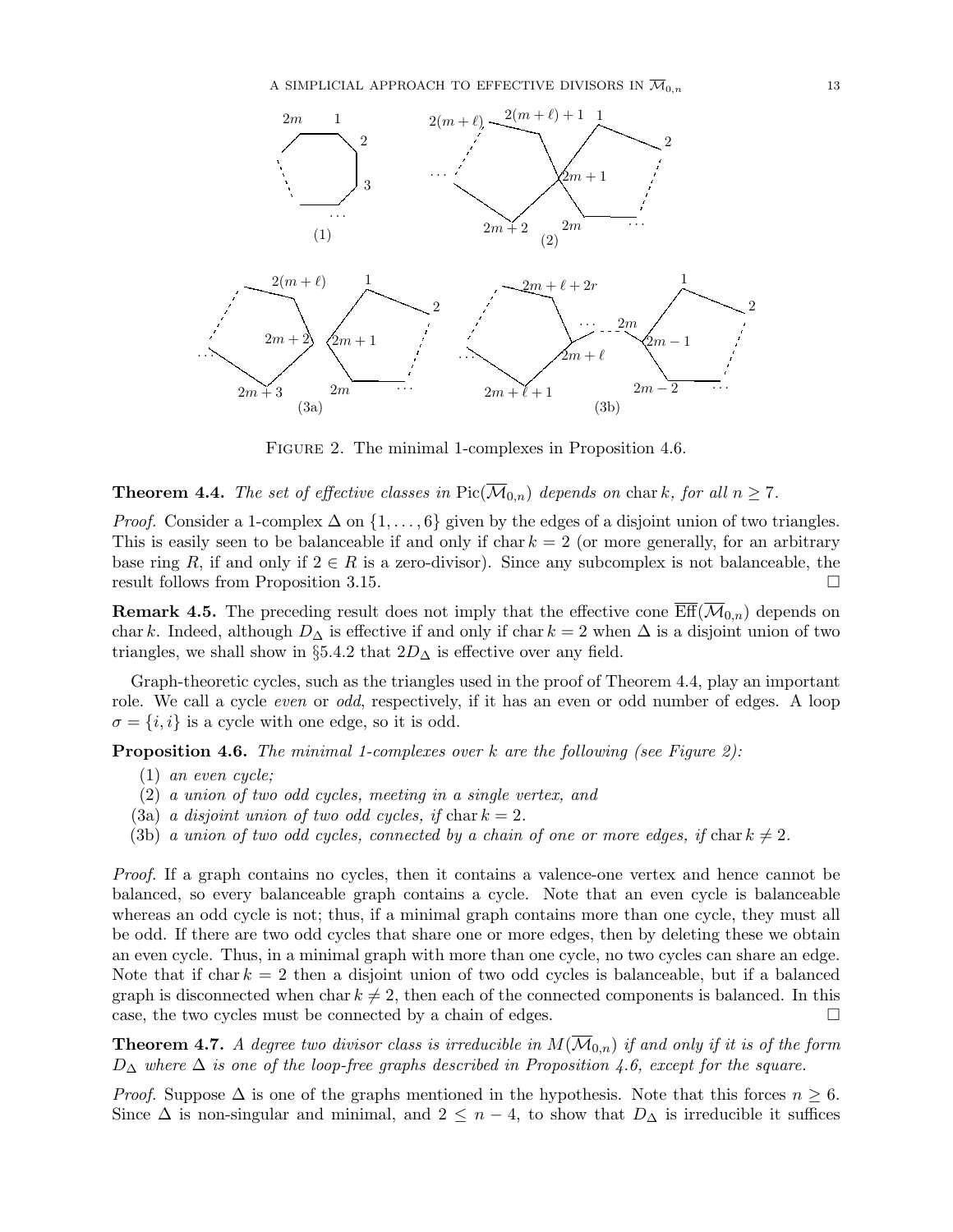FIGURE 2. The minimal 1-complexes in Proposition 4.6.

**Theorem 4.4.** *The set of effective classes in* $\mathrm{Pic}(\overline{\mathcal{M}}_{0,n})$ *depends on* $\mathrm{char}\, k$, *for all* $n \geq 7$.

*Proof.* Consider a 1-complex $\Delta$ on $\{1, \ldots, 6\}$ given by the edges of a disjoint union of two triangles. This is easily seen to be balanceable if and only if $\mathrm{char}\, k = 2$ (or more generally, for an arbitrary base ring $R$, if and only if $2 \in R$ is a zero-divisor). Since any subcomplex is not balanceable, the result follows from Proposition 3.15. □

**Remark 4.5.** The preceding result does not imply that the effective cone $\overline{\mathrm{Eff}}(\overline{\mathcal{M}}_{0,n})$ depends on $\mathrm{char}\, k$. Indeed, although $D_\Delta$ is effective if and only if $\mathrm{char}\, k = 2$ when $\Delta$ is a disjoint union of two triangles, we shall show in §5.4.2 that $2D_\Delta$ is effective over any field.

Graph-theoretic cycles, such as the triangles used in the proof of Theorem 4.4, play an important role. We call a cycle *even* or *odd*, respectively, if it has an even or odd number of edges. A loop $\sigma = \{i, i\}$ is a cycle with one edge, so it is odd.

**Proposition 4.6.** *The minimal 1-complexes over* $k$ *are the following (see Figure 2):*

(1) *an even cycle;*
(2) *a union of two odd cycles, meeting in a single vertex, and*
(3a) *a disjoint union of two odd cycles, if* $\mathrm{char}\, k = 2$.
(3b) *a union of two odd cycles, connected by a chain of one or more edges, if* $\mathrm{char}\, k \neq 2$.

*Proof.* If a graph contains no cycles, then it contains a valence-one vertex and hence cannot be balanced, so every balanceable graph contains a cycle. Note that an even cycle is balanceable whereas an odd cycle is not; thus, if a minimal graph contains more than one cycle, they must all be odd. If there are two odd cycles that share one or more edges, then by deleting these we obtain an even cycle. Thus, in a minimal graph with more than one cycle, no two cycles can share an edge. Note that if $\mathrm{char}\, k = 2$ then a disjoint union of two odd cycles is balanceable, but if a balanced graph is disconnected when $\mathrm{char}\, k \neq 2$, then each of the connected components is balanced. In this case, the two cycles must be connected by a chain of edges. □

**Theorem 4.7.** *A degree two divisor class is irreducible in* $M(\overline{\mathcal{M}}_{0,n})$ *if and only if it is of the form* $D_\Delta$ *where* $\Delta$ *is one of the loop-free graphs described in Proposition 4.6, except for the square.*

*Proof.* Suppose $\Delta$ is one of the graphs mentioned in the hypothesis. Note that this forces $n \geq 6$. Since $\Delta$ is non-singular and minimal, and $2 \leq n - 4$, to show that $D_\Delta$ is irreducible it suffices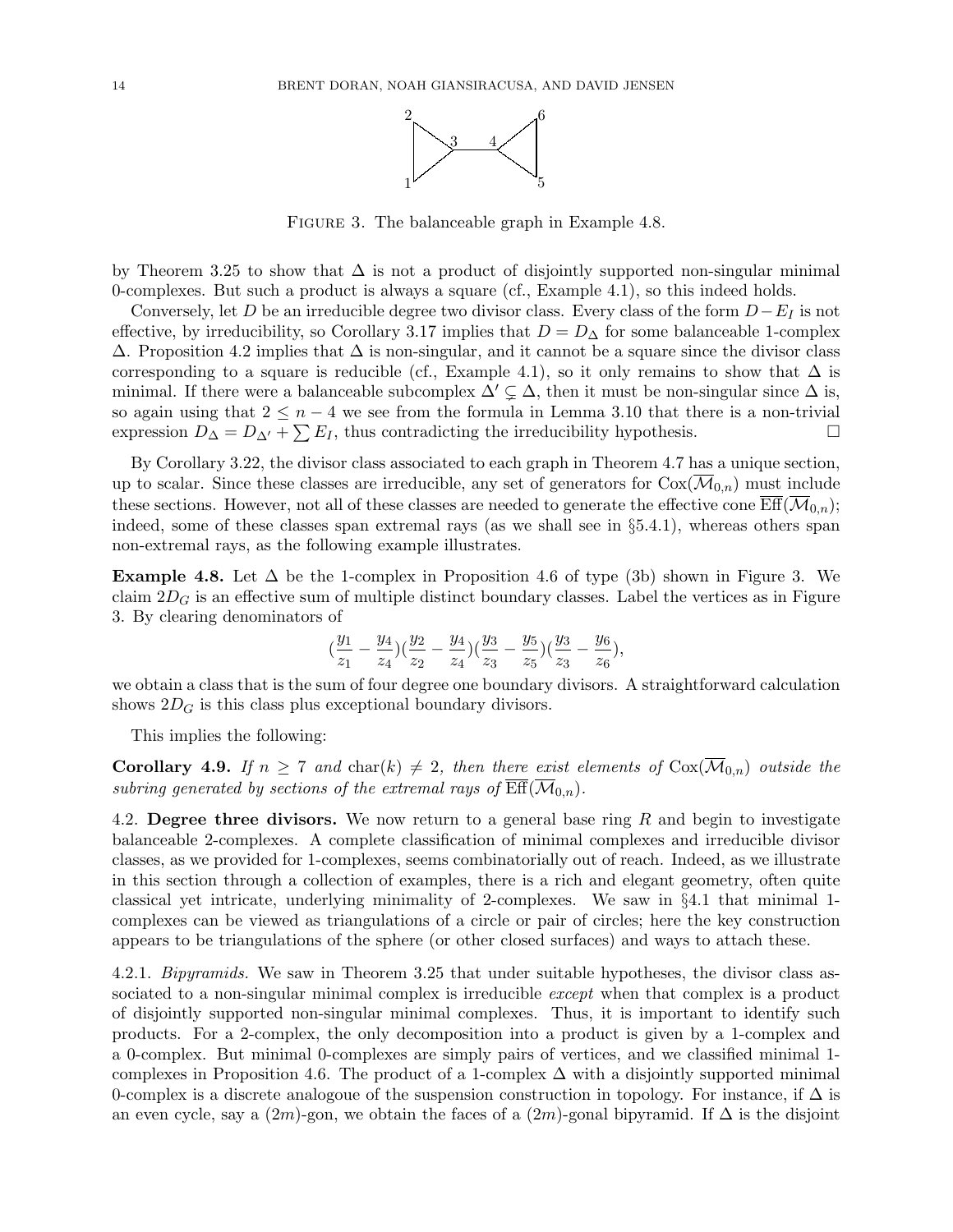Figure 3. The balanceable graph in Example 4.8.

by Theorem 3.25 to show that $\Delta$ is not a product of disjointly supported non-singular minimal 0-complexes. But such a product is always a square (cf., Example 4.1), so this indeed holds.

Conversely, let $D$ be an irreducible degree two divisor class. Every class of the form $D - E_I$ is not effective, by irreducibility, so Corollary 3.17 implies that $D = D_\Delta$ for some balanceable 1-complex $\Delta$. Proposition 4.2 implies that $\Delta$ is non-singular, and it cannot be a square since the divisor class corresponding to a square is reducible (cf., Example 4.1), so it only remains to show that $\Delta$ is minimal. If there were a balanceable subcomplex $\Delta' \subsetneq \Delta$, then it must be non-singular since $\Delta$ is, so again using that $2 \leq n-4$ we see from the formula in Lemma 3.10 that there is a non-trivial expression $D_\Delta = D_{\Delta'} + \sum E_I$, thus contradicting the irreducibility hypothesis. $\square$

By Corollary 3.22, the divisor class associated to each graph in Theorem 4.7 has a unique section, up to scalar. Since these classes are irreducible, any set of generators for $\mathrm{Cox}(\overline{\mathcal{M}}_{0,n})$ must include these sections. However, not all of these classes are needed to generate the effective cone $\overline{\mathrm{Eff}}(\overline{\mathcal{M}}_{0,n})$; indeed, some of these classes span extremal rays (as we shall see in §5.4.1), whereas others span non-extremal rays, as the following example illustrates.

**Example 4.8.** Let $\Delta$ be the 1-complex in Proposition 4.6 of type (3b) shown in Figure 3. We claim $2D_G$ is an effective sum of multiple distinct boundary classes. Label the vertices as in Figure 3. By clearing denominators of

$$(\frac{y_1}{z_1} - \frac{y_4}{z_4})(\frac{y_2}{z_2} - \frac{y_4}{z_4})(\frac{y_3}{z_3} - \frac{y_5}{z_5})(\frac{y_3}{z_3} - \frac{y_6}{z_6}),$$

we obtain a class that is the sum of four degree one boundary divisors. A straightforward calculation shows $2D_G$ is this class plus exceptional boundary divisors.

This implies the following:

**Corollary 4.9.** *If $n \geq 7$ and $\mathrm{char}(k) \neq 2$, then there exist elements of $\mathrm{Cox}(\overline{\mathcal{M}}_{0,n})$ outside the subring generated by sections of the extremal rays of $\overline{\mathrm{Eff}}(\overline{\mathcal{M}}_{0,n})$.*

## 4.2. Degree three divisors.

We now return to a general base ring $R$ and begin to investigate balanceable 2-complexes. A complete classification of minimal complexes and irreducible divisor classes, as we provided for 1-complexes, seems combinatorially out of reach. Indeed, as we illustrate in this section through a collection of examples, there is a rich and elegant geometry, often quite classical yet intricate, underlying minimality of 2-complexes. We saw in §4.1 that minimal 1-complexes can be viewed as triangulations of a circle or pair of circles; here the key construction appears to be triangulations of the sphere (or other closed surfaces) and ways to attach these.

4.2.1. *Bipyramids.* We saw in Theorem 3.25 that under suitable hypotheses, the divisor class associated to a non-singular minimal complex is irreducible *except* when that complex is a product of disjointly supported non-singular minimal complexes. Thus, it is important to identify such products. For a 2-complex, the only decomposition into a product is given by a 1-complex and a 0-complex. But minimal 0-complexes are simply pairs of vertices, and we classified minimal 1-complexes in Proposition 4.6. The product of a 1-complex $\Delta$ with a disjointly supported minimal 0-complex is a discrete analogoue of the suspension construction in topology. For instance, if $\Delta$ is an even cycle, say a $(2m)$-gon, we obtain the faces of a $(2m)$-gonal bipyramid. If $\Delta$ is the disjoint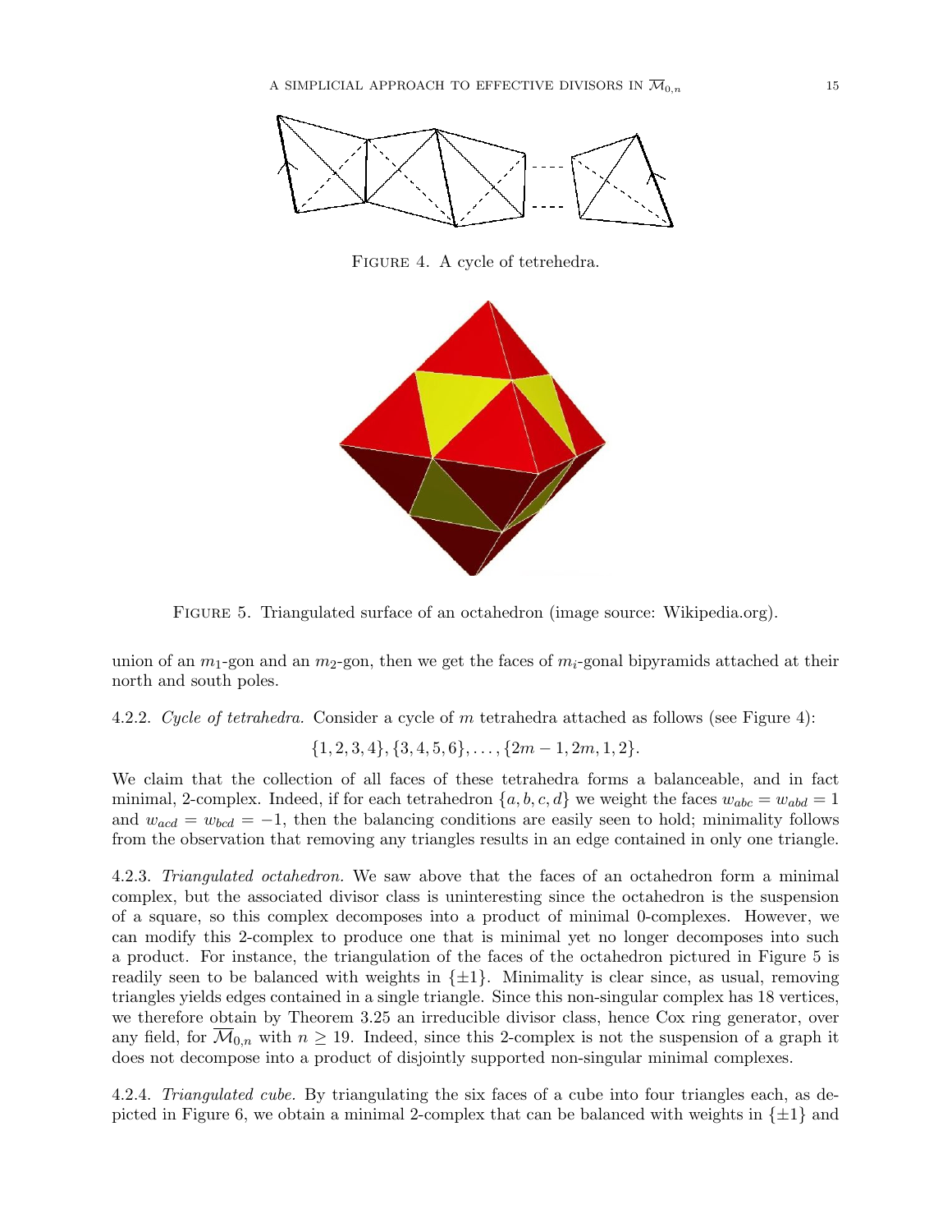FIGURE 4. A cycle of tetrehedra.

FIGURE 5. Triangulated surface of an octahedron (image source: Wikipedia.org).

union of an $m_1$-gon and an $m_2$-gon, then we get the faces of $m_i$-gonal bipyramids attached at their north and south poles.

4.2.2. *Cycle of tetrahedra.* Consider a cycle of $m$ tetrahedra attached as follows (see Figure 4):

$$\{1,2,3,4\}, \{3,4,5,6\}, \ldots, \{2m-1, 2m, 1, 2\}.$$

We claim that the collection of all faces of these tetrahedra forms a balanceable, and in fact minimal, 2-complex. Indeed, if for each tetrahedron $\{a,b,c,d\}$ we weight the faces $w_{abc} = w_{abd} = 1$ and $w_{acd} = w_{bcd} = -1$, then the balancing conditions are easily seen to hold; minimality follows from the observation that removing any triangles results in an edge contained in only one triangle.

4.2.3. *Triangulated octahedron.* We saw above that the faces of an octahedron form a minimal complex, but the associated divisor class is uninteresting since the octahedron is the suspension of a square, so this complex decomposes into a product of minimal 0-complexes. However, we can modify this 2-complex to produce one that is minimal yet no longer decomposes into such a product. For instance, the triangulation of the faces of the octahedron pictured in Figure 5 is readily seen to be balanced with weights in $\{\pm 1\}$. Minimality is clear since, as usual, removing triangles yields edges contained in a single triangle. Since this non-singular complex has 18 vertices, we therefore obtain by Theorem 3.25 an irreducible divisor class, hence Cox ring generator, over any field, for $\overline{\mathcal{M}}_{0,n}$ with $n \geq 19$. Indeed, since this 2-complex is not the suspension of a graph it does not decompose into a product of disjointly supported non-singular minimal complexes.

4.2.4. *Triangulated cube.* By triangulating the six faces of a cube into four triangles each, as depicted in Figure 6, we obtain a minimal 2-complex that can be balanced with weights in $\{\pm 1\}$ and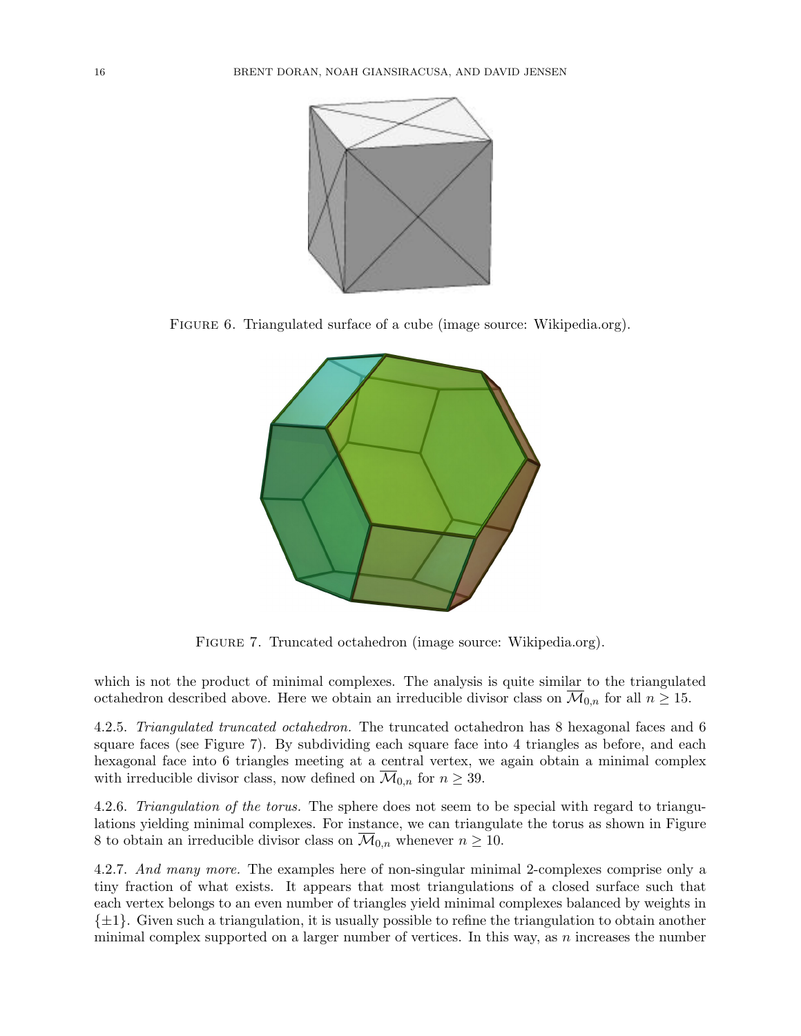FIGURE 6. Triangulated surface of a cube (image source: Wikipedia.org).

FIGURE 7. Truncated octahedron (image source: Wikipedia.org).

which is not the product of minimal complexes. The analysis is quite similar to the triangulated octahedron described above. Here we obtain an irreducible divisor class on $\overline{\mathcal{M}}_{0,n}$ for all $n \geq 15$.

4.2.5. *Triangulated truncated octahedron.* The truncated octahedron has 8 hexagonal faces and 6 square faces (see Figure 7). By subdividing each square face into 4 triangles as before, and each hexagonal face into 6 triangles meeting at a central vertex, we again obtain a minimal complex with irreducible divisor class, now defined on $\overline{\mathcal{M}}_{0,n}$ for $n \geq 39$.

4.2.6. *Triangulation of the torus.* The sphere does not seem to be special with regard to triangulations yielding minimal complexes. For instance, we can triangulate the torus as shown in Figure 8 to obtain an irreducible divisor class on $\overline{\mathcal{M}}_{0,n}$ whenever $n \geq 10$.

4.2.7. *And many more.* The examples here of non-singular minimal 2-complexes comprise only a tiny fraction of what exists. It appears that most triangulations of a closed surface such that each vertex belongs to an even number of triangles yield minimal complexes balanced by weights in $\{\pm 1\}$. Given such a triangulation, it is usually possible to refine the triangulation to obtain another minimal complex supported on a larger number of vertices. In this way, as $n$ increases the number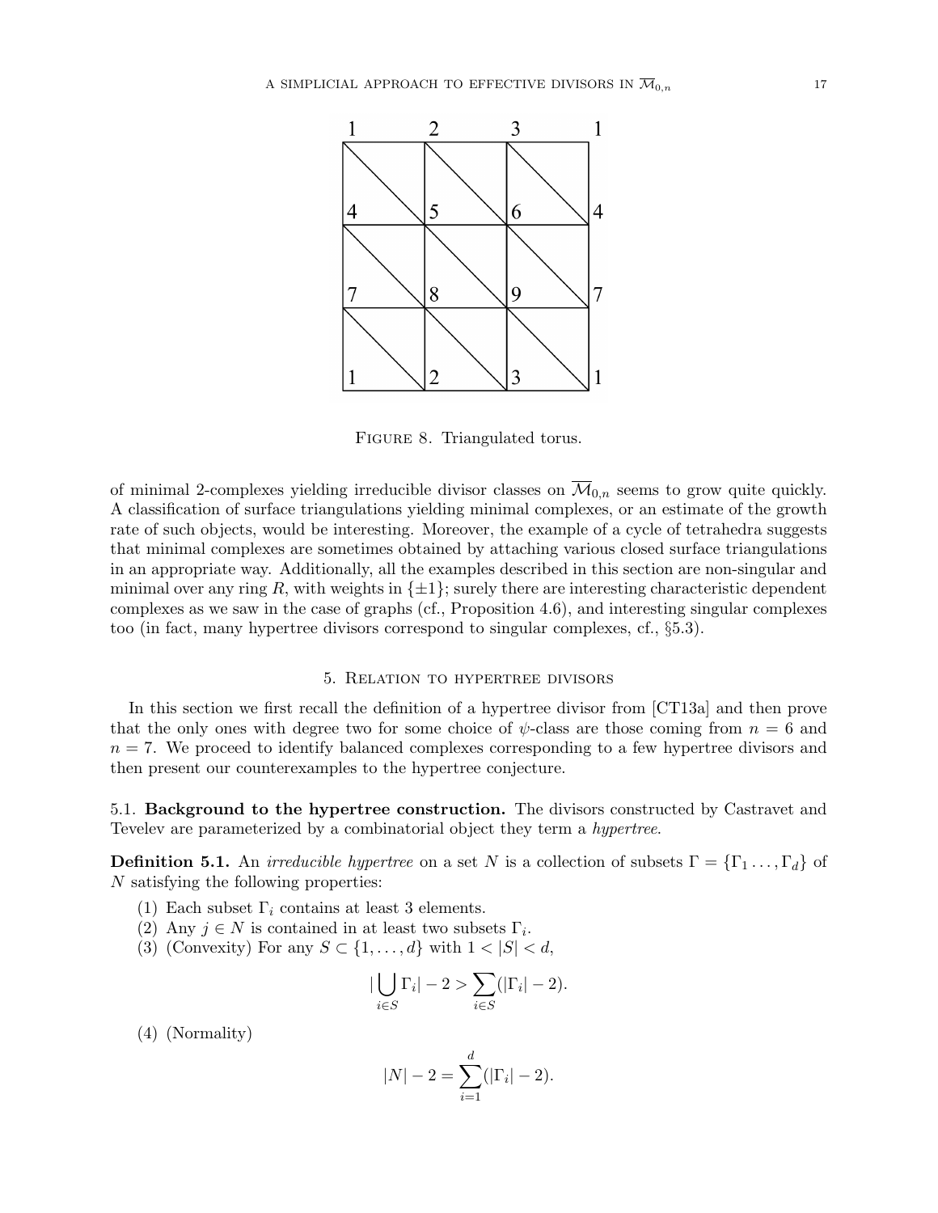Figure 8. Triangulated torus.

of minimal 2-complexes yielding irreducible divisor classes on $\overline{\mathcal{M}}_{0,n}$ seems to grow quite quickly. A classification of surface triangulations yielding minimal complexes, or an estimate of the growth rate of such objects, would be interesting. Moreover, the example of a cycle of tetrahedra suggests that minimal complexes are sometimes obtained by attaching various closed surface triangulations in an appropriate way. Additionally, all the examples described in this section are non-singular and minimal over any ring $R$, with weights in $\{\pm 1\}$; surely there are interesting characteristic dependent complexes as we saw in the case of graphs (cf., Proposition 4.6), and interesting singular complexes too (in fact, many hypertree divisors correspond to singular complexes, cf., §5.3).

## 5. Relation to hypertree divisors

In this section we first recall the definition of a hypertree divisor from [CT13a] and then prove that the only ones with degree two for some choice of $\psi$-class are those coming from $n = 6$ and $n = 7$. We proceed to identify balanced complexes corresponding to a few hypertree divisors and then present our counterexamples to the hypertree conjecture.

### 5.1. Background to the hypertree construction.

The divisors constructed by Castravet and Tevelev are parameterized by a combinatorial object they term a *hypertree*.

**Definition 5.1.** An *irreducible hypertree* on a set $N$ is a collection of subsets $\Gamma = \{\Gamma_1 \ldots, \Gamma_d\}$ of $N$ satisfying the following properties:

1. Each subset $\Gamma_i$ contains at least 3 elements.
2. Any $j \in N$ is contained in at least two subsets $\Gamma_i$.
3. (Convexity) For any $S \subset \{1, \ldots, d\}$ with $1 < |S| < d$,
$$|\bigcup_{i \in S} \Gamma_i| - 2 > \sum_{i \in S} (|\Gamma_i| - 2).$$
4. (Normality)
$$|N| - 2 = \sum_{i=1}^{d} (|\Gamma_i| - 2).$$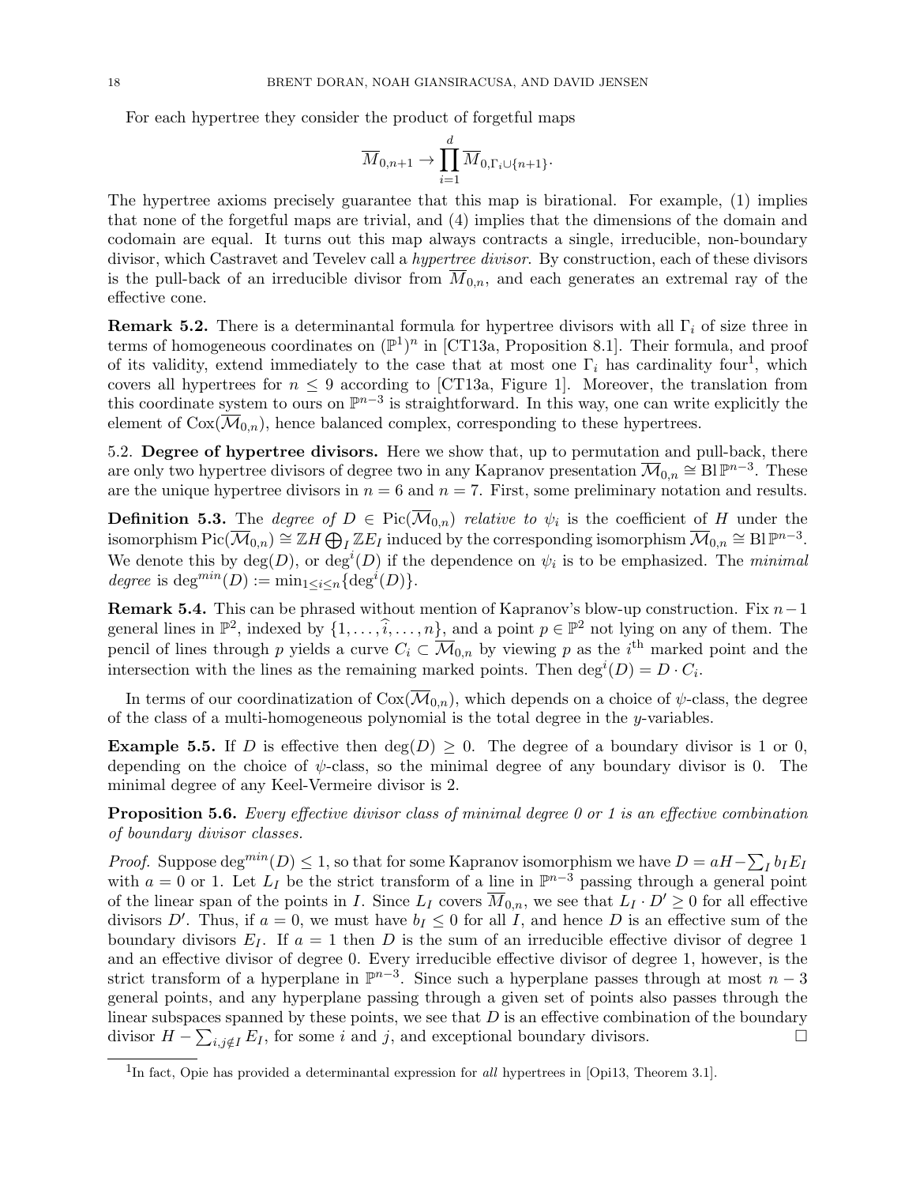For each hypertree they consider the product of forgetful maps

$$\overline{M}_{0,n+1} \to \prod_{i=1}^{d} \overline{M}_{0,\Gamma_i \cup \{n+1\}}.$$

The hypertree axioms precisely guarantee that this map is birational. For example, (1) implies that none of the forgetful maps are trivial, and (4) implies that the dimensions of the domain and codomain are equal. It turns out this map always contracts a single, irreducible, non-boundary divisor, which Castravet and Tevelev call a *hypertree divisor*. By construction, each of these divisors is the pull-back of an irreducible divisor from $\overline{M}_{0,n}$, and each generates an extremal ray of the effective cone.

**Remark 5.2.** There is a determinantal formula for hypertree divisors with all $\Gamma_i$ of size three in terms of homogeneous coordinates on $(\mathbb{P}^1)^n$ in [CT13a, Proposition 8.1]. Their formula, and proof of its validity, extend immediately to the case that at most one $\Gamma_i$ has cardinality four[1], which covers all hypertrees for $n \leq 9$ according to [CT13a, Figure 1]. Moreover, the translation from this coordinate system to ours on $\mathbb{P}^{n-3}$ is straightforward. In this way, one can write explicitly the element of $\mathrm{Cox}(\overline{\mathcal{M}}_{0,n})$, hence balanced complex, corresponding to these hypertrees.

5.2. **Degree of hypertree divisors.** Here we show that, up to permutation and pull-back, there are only two hypertree divisors of degree two in any Kapranov presentation $\overline{\mathcal{M}}_{0,n} \cong \mathrm{Bl}\,\mathbb{P}^{n-3}$. These are the unique hypertree divisors in $n = 6$ and $n = 7$. First, some preliminary notation and results.

**Definition 5.3.** The *degree of* $D \in \mathrm{Pic}(\overline{\mathcal{M}}_{0,n})$ *relative to* $\psi_i$ is the coefficient of $H$ under the isomorphism $\mathrm{Pic}(\overline{\mathcal{M}}_{0,n}) \cong \mathbb{Z}H \bigoplus_I \mathbb{Z}E_I$ induced by the corresponding isomorphism $\overline{\mathcal{M}}_{0,n} \cong \mathrm{Bl}\,\mathbb{P}^{n-3}$. We denote this by $\deg(D)$, or $\deg^i(D)$ if the dependence on $\psi_i$ is to be emphasized. The *minimal degree* is $\deg^{min}(D) := \min_{1 \leq i \leq n}\{\deg^i(D)\}$.

**Remark 5.4.** This can be phrased without mention of Kapranov's blow-up construction. Fix $n-1$ general lines in $\mathbb{P}^2$, indexed by $\{1, \dots, \widehat{i}, \dots, n\}$, and a point $p \in \mathbb{P}^2$ not lying on any of them. The pencil of lines through $p$ yields a curve $C_i \subset \overline{\mathcal{M}}_{0,n}$ by viewing $p$ as the $i^{\text{th}}$ marked point and the intersection with the lines as the remaining marked points. Then $\deg^i(D) = D \cdot C_i$.

In terms of our coordinatization of $\mathrm{Cox}(\overline{\mathcal{M}}_{0,n})$, which depends on a choice of $\psi$-class, the degree of the class of a multi-homogeneous polynomial is the total degree in the $y$-variables.

**Example 5.5.** If $D$ is effective then $\deg(D) \geq 0$. The degree of a boundary divisor is 1 or 0, depending on the choice of $\psi$-class, so the minimal degree of any boundary divisor is 0. The minimal degree of any Keel-Vermeire divisor is 2.

**Proposition 5.6.** *Every effective divisor class of minimal degree 0 or 1 is an effective combination of boundary divisor classes.*

*Proof.* Suppose $\deg^{min}(D) \leq 1$, so that for some Kapranov isomorphism we have $D = aH - \sum_I b_I E_I$ with $a = 0$ or 1. Let $L_I$ be the strict transform of a line in $\mathbb{P}^{n-3}$ passing through a general point of the linear span of the points in $I$. Since $L_I$ covers $\overline{M}_{0,n}$, we see that $L_I \cdot D' \geq 0$ for all effective divisors $D'$. Thus, if $a = 0$, we must have $b_I \leq 0$ for all $I$, and hence $D$ is an effective sum of the boundary divisors $E_I$. If $a = 1$ then $D$ is the sum of an irreducible effective divisor of degree 1 and an effective divisor of degree 0. Every irreducible effective divisor of degree 1, however, is the strict transform of a hyperplane in $\mathbb{P}^{n-3}$. Since such a hyperplane passes through at most $n-3$ general points, and any hyperplane passing through a given set of points also passes through the linear subspaces spanned by these points, we see that $D$ is an effective combination of the boundary divisor $H - \sum_{i,j \notin I} E_I$, for some $i$ and $j$, and exceptional boundary divisors. $\square$

[1] In fact, Opie has provided a determinantal expression for *all* hypertrees in [Opi13, Theorem 3.1].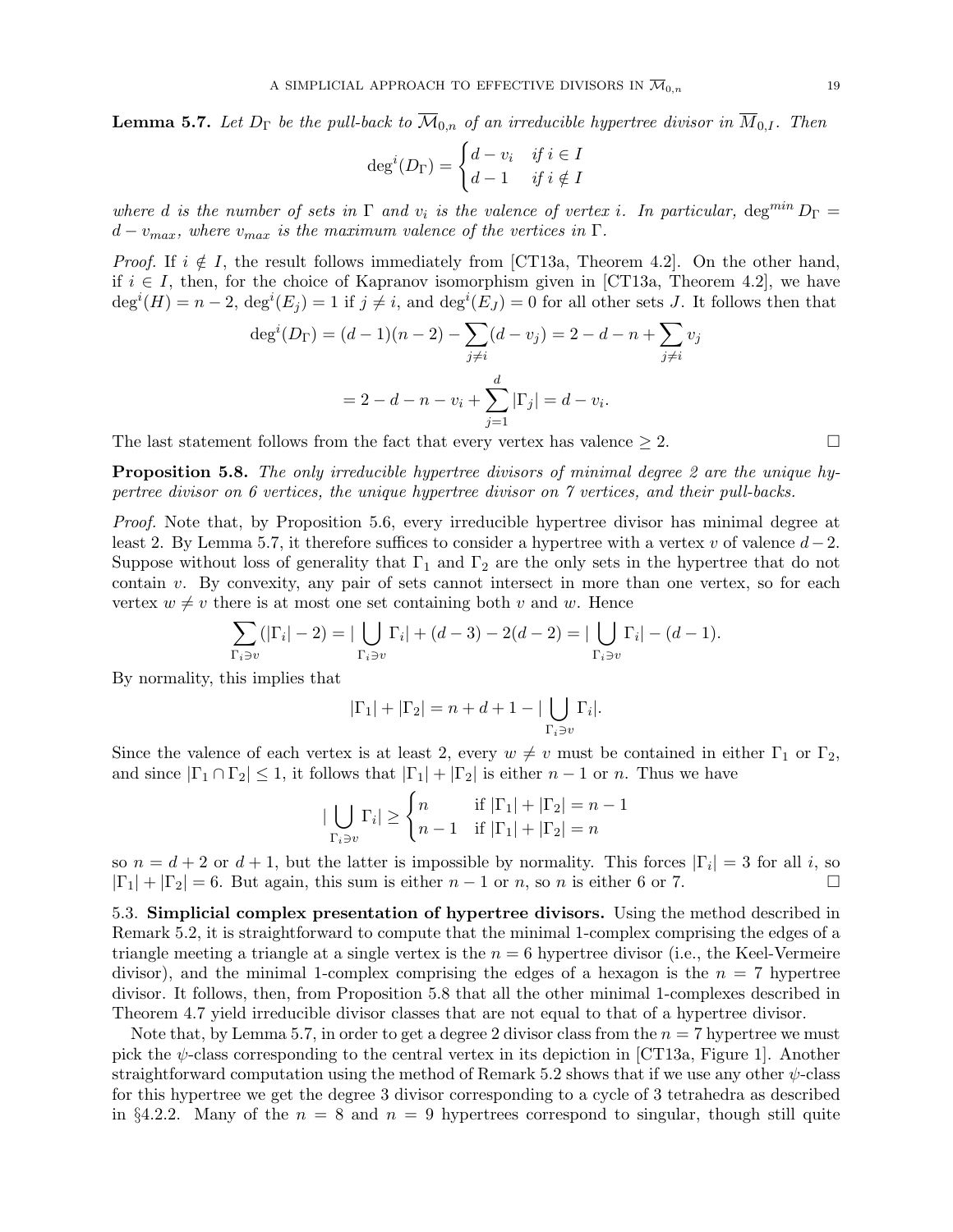**Lemma 5.7.** *Let $D_\Gamma$ be the pull-back to $\overline{\mathcal{M}}_{0,n}$ of an irreducible hypertree divisor in $\overline{M}_{0,I}$. Then*

$$\deg^i(D_\Gamma) = \begin{cases} d - v_i & \text{if } i \in I \\ d-1 & \text{if } i \notin I \end{cases}$$

*where $d$ is the number of sets in $\Gamma$ and $v_i$ is the valence of vertex $i$. In particular, $\deg^{min} D_\Gamma = d - v_{max}$, where $v_{max}$ is the maximum valence of the vertices in $\Gamma$.*

*Proof.* If $i \notin I$, the result follows immediately from [CT13a, Theorem 4.2]. On the other hand, if $i \in I$, then, for the choice of Kapranov isomorphism given in [CT13a, Theorem 4.2], we have $\deg^i(H) = n-2$, $\deg^i(E_j) = 1$ if $j \neq i$, and $\deg^i(E_J) = 0$ for all other sets $J$. It follows then that

$$\deg^i(D_\Gamma) = (d-1)(n-2) - \sum_{j \neq i}(d - v_j) = 2 - d - n + \sum_{j \neq i} v_j$$

$$= 2 - d - n - v_i + \sum_{j=1}^{d} |\Gamma_j| = d - v_i.$$

The last statement follows from the fact that every vertex has valence $\geq 2$. □

**Proposition 5.8.** *The only irreducible hypertree divisors of minimal degree 2 are the unique hypertree divisor on 6 vertices, the unique hypertree divisor on 7 vertices, and their pull-backs.*

*Proof.* Note that, by Proposition 5.6, every irreducible hypertree divisor has minimal degree at least 2. By Lemma 5.7, it therefore suffices to consider a hypertree with a vertex $v$ of valence $d-2$. Suppose without loss of generality that $\Gamma_1$ and $\Gamma_2$ are the only sets in the hypertree that do not contain $v$. By convexity, any pair of sets cannot intersect in more than one vertex, so for each vertex $w \neq v$ there is at most one set containing both $v$ and $w$. Hence

$$\sum_{\Gamma_i \ni v}(|\Gamma_i| - 2) = |\bigcup_{\Gamma_i \ni v} \Gamma_i| + (d-3) - 2(d-2) = |\bigcup_{\Gamma_i \ni v} \Gamma_i| - (d-1).$$

By normality, this implies that

$$|\Gamma_1| + |\Gamma_2| = n + d + 1 - |\bigcup_{\Gamma_i \ni v} \Gamma_i|.$$

Since the valence of each vertex is at least 2, every $w \neq v$ must be contained in either $\Gamma_1$ or $\Gamma_2$, and since $|\Gamma_1 \cap \Gamma_2| \leq 1$, it follows that $|\Gamma_1| + |\Gamma_2|$ is either $n-1$ or $n$. Thus we have

$$|\bigcup_{\Gamma_i \ni v} \Gamma_i| \geq \begin{cases} n & \text{if } |\Gamma_1| + |\Gamma_2| = n-1 \\ n-1 & \text{if } |\Gamma_1| + |\Gamma_2| = n \end{cases}$$

so $n = d+2$ or $d+1$, but the latter is impossible by normality. This forces $|\Gamma_i| = 3$ for all $i$, so $|\Gamma_1| + |\Gamma_2| = 6$. But again, this sum is either $n-1$ or $n$, so $n$ is either 6 or 7. □

5.3. **Simplicial complex presentation of hypertree divisors.** Using the method described in Remark 5.2, it is straightforward to compute that the minimal 1-complex comprising the edges of a triangle meeting a triangle at a single vertex is the $n = 6$ hypertree divisor (i.e., the Keel-Vermeire divisor), and the minimal 1-complex comprising the edges of a hexagon is the $n = 7$ hypertree divisor. It follows, then, from Proposition 5.8 that all the other minimal 1-complexes described in Theorem 4.7 yield irreducible divisor classes that are not equal to that of a hypertree divisor.

Note that, by Lemma 5.7, in order to get a degree 2 divisor class from the $n = 7$ hypertree we must pick the $\psi$-class corresponding to the central vertex in its depiction in [CT13a, Figure 1]. Another straightforward computation using the method of Remark 5.2 shows that if we use any other $\psi$-class for this hypertree we get the degree 3 divisor corresponding to a cycle of 3 tetrahedra as described in §4.2.2. Many of the $n = 8$ and $n = 9$ hypertrees correspond to singular, though still quite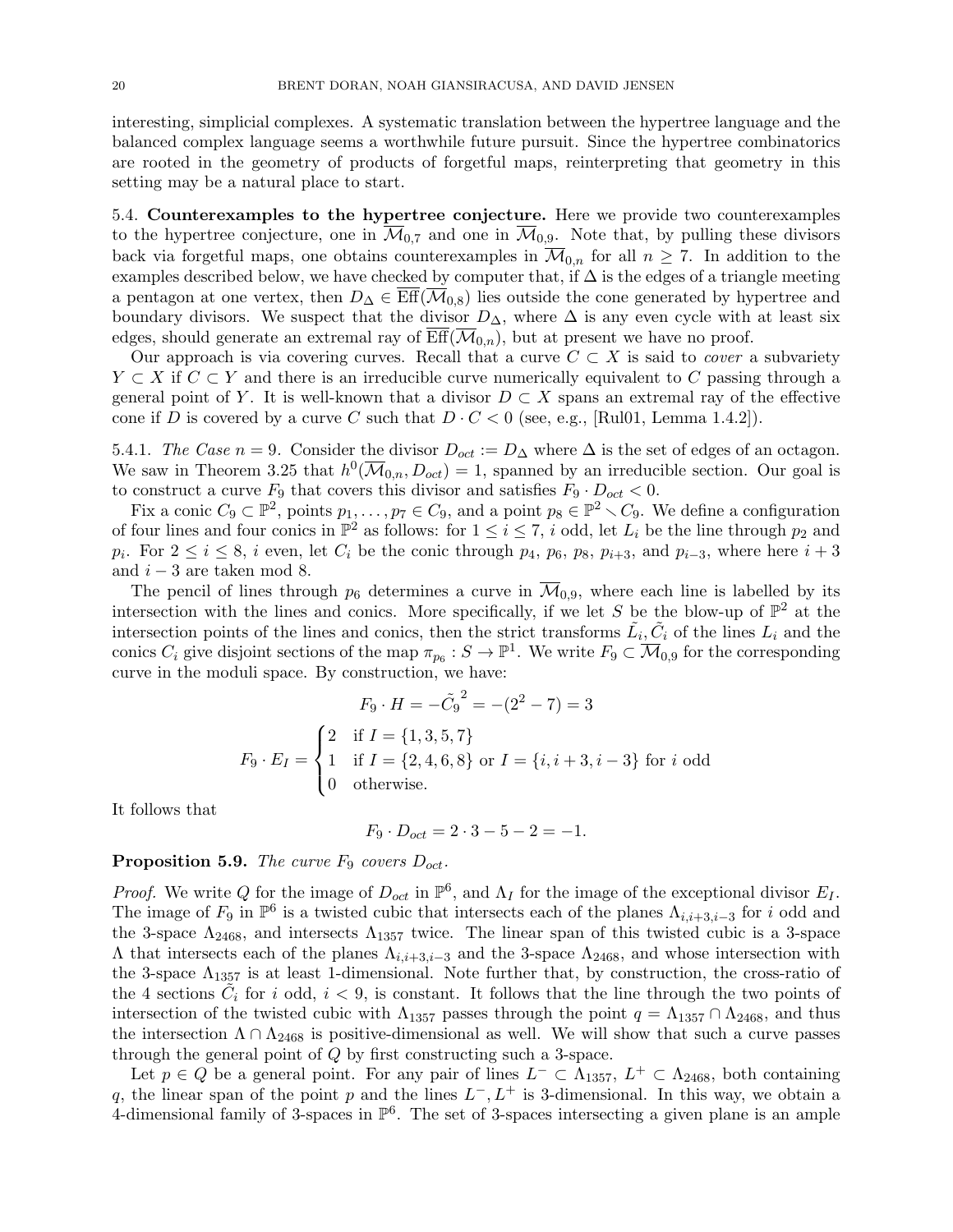interesting, simplicial complexes. A systematic translation between the hypertree language and the balanced complex language seems a worthwhile future pursuit. Since the hypertree combinatorics are rooted in the geometry of products of forgetful maps, reinterpreting that geometry in this setting may be a natural place to start.

### 5.4. Counterexamples to the hypertree conjecture.

Here we provide two counterexamples to the hypertree conjecture, one in $\overline{\mathcal{M}}_{0,7}$ and one in $\overline{\mathcal{M}}_{0,9}$. Note that, by pulling these divisors back via forgetful maps, one obtains counterexamples in $\overline{\mathcal{M}}_{0,n}$ for all $n \geq 7$. In addition to the examples described below, we have checked by computer that, if $\Delta$ is the edges of a triangle meeting a pentagon at one vertex, then $D_\Delta \in \overline{\mathrm{Eff}}(\overline{\mathcal{M}}_{0,8})$ lies outside the cone generated by hypertree and boundary divisors. We suspect that the divisor $D_\Delta$, where $\Delta$ is any even cycle with at least six edges, should generate an extremal ray of $\overline{\mathrm{Eff}}(\overline{\mathcal{M}}_{0,n})$, but at present we have no proof.

Our approach is via covering curves. Recall that a curve $C \subset X$ is said to *cover* a subvariety $Y \subset X$ if $C \subset Y$ and there is an irreducible curve numerically equivalent to $C$ passing through a general point of $Y$. It is well-known that a divisor $D \subset X$ spans an extremal ray of the effective cone if $D$ is covered by a curve $C$ such that $D \cdot C < 0$ (see, e.g., [Rul01, Lemma 1.4.2]).

5.4.1. *The Case $n = 9$.* Consider the divisor $D_{oct} := D_\Delta$ where $\Delta$ is the set of edges of an octagon. We saw in Theorem 3.25 that $h^0(\overline{\mathcal{M}}_{0,n}, D_{oct}) = 1$, spanned by an irreducible section. Our goal is to construct a curve $F_9$ that covers this divisor and satisfies $F_9 \cdot D_{oct} < 0$.

Fix a conic $C_9 \subset \mathbb{P}^2$, points $p_1, \ldots, p_7 \in C_9$, and a point $p_8 \in \mathbb{P}^2 \smallsetminus C_9$. We define a configuration of four lines and four conics in $\mathbb{P}^2$ as follows: for $1 \leq i \leq 7$, $i$ odd, let $L_i$ be the line through $p_2$ and $p_i$. For $2 \leq i \leq 8$, $i$ even, let $C_i$ be the conic through $p_4$, $p_6$, $p_8$, $p_{i+3}$, and $p_{i-3}$, where here $i+3$ and $i-3$ are taken mod 8.

The pencil of lines through $p_6$ determines a curve in $\overline{\mathcal{M}}_{0,9}$, where each line is labelled by its intersection with the lines and conics. More specifically, if we let $S$ be the blow-up of $\mathbb{P}^2$ at the intersection points of the lines and conics, then the strict transforms $\tilde{L}_i, \tilde{C}_i$ of the lines $L_i$ and the conics $C_i$ give disjoint sections of the map $\pi_{p_6} : S \to \mathbb{P}^1$. We write $F_9 \subset \overline{\mathcal{M}}_{0,9}$ for the corresponding curve in the moduli space. By construction, we have:

$$F_9 \cdot H = -\tilde{C_9}^2 = -(2^2 - 7) = 3$$

$$F_9 \cdot E_I = \begin{cases} 2 & \text{if } I = \{1,3,5,7\} \\ 1 & \text{if } I = \{2,4,6,8\} \text{ or } I = \{i, i+3, i-3\} \text{ for } i \text{ odd} \\ 0 & \text{otherwise.} \end{cases}$$

It follows that

$$F_9 \cdot D_{oct} = 2 \cdot 3 - 5 - 2 = -1.$$

**Proposition 5.9.** *The curve $F_9$ covers $D_{oct}$.*

*Proof.* We write $Q$ for the image of $D_{oct}$ in $\mathbb{P}^6$, and $\Lambda_I$ for the image of the exceptional divisor $E_I$. The image of $F_9$ in $\mathbb{P}^6$ is a twisted cubic that intersects each of the planes $\Lambda_{i,i+3,i-3}$ for $i$ odd and the 3-space $\Lambda_{2468}$, and intersects $\Lambda_{1357}$ twice. The linear span of this twisted cubic is a 3-space $\Lambda$ that intersects each of the planes $\Lambda_{i,i+3,i-3}$ and the 3-space $\Lambda_{2468}$, and whose intersection with the 3-space $\Lambda_{1357}$ is at least 1-dimensional. Note further that, by construction, the cross-ratio of the 4 sections $\tilde{C}_i$ for $i$ odd, $i < 9$, is constant. It follows that the line through the two points of intersection of the twisted cubic with $\Lambda_{1357}$ passes through the point $q = \Lambda_{1357} \cap \Lambda_{2468}$, and thus the intersection $\Lambda \cap \Lambda_{2468}$ is positive-dimensional as well. We will show that such a curve passes through the general point of $Q$ by first constructing such a 3-space.

Let $p \in Q$ be a general point. For any pair of lines $L^- \subset \Lambda_{1357}$, $L^+ \subset \Lambda_{2468}$, both containing $q$, the linear span of the point $p$ and the lines $L^-, L^+$ is 3-dimensional. In this way, we obtain a 4-dimensional family of 3-spaces in $\mathbb{P}^6$. The set of 3-spaces intersecting a given plane is an ample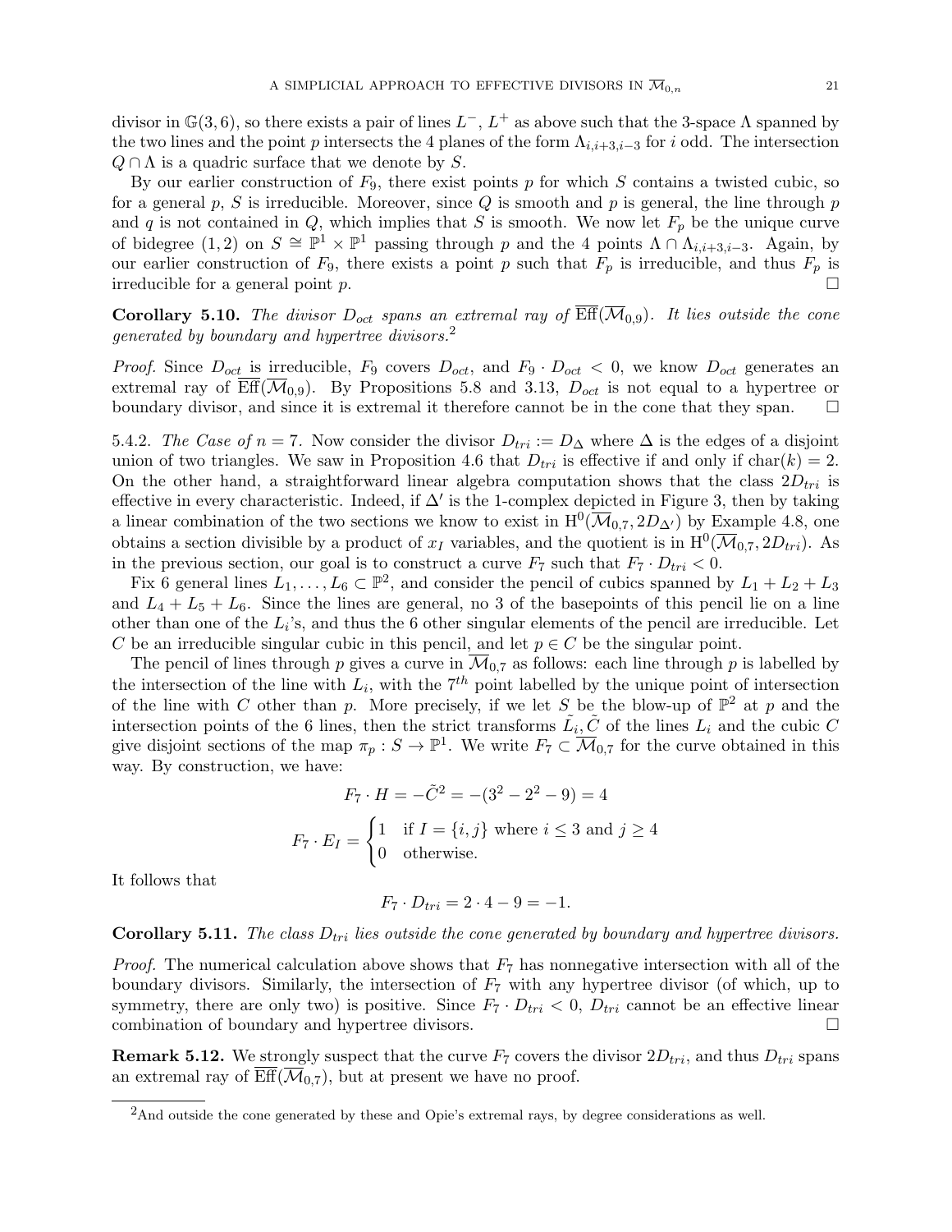divisor in $\mathbb{G}(3,6)$, so there exists a pair of lines $L^-$, $L^+$ as above such that the 3-space $\Lambda$ spanned by the two lines and the point $p$ intersects the 4 planes of the form $\Lambda_{i,i+3,i-3}$ for $i$ odd. The intersection $Q \cap \Lambda$ is a quadric surface that we denote by $S$.

By our earlier construction of $F_9$, there exist points $p$ for which $S$ contains a twisted cubic, so for a general $p$, $S$ is irreducible. Moreover, since $Q$ is smooth and $p$ is general, the line through $p$ and $q$ is not contained in $Q$, which implies that $S$ is smooth. We now let $F_p$ be the unique curve of bidegree $(1,2)$ on $S \cong \mathbb{P}^1 \times \mathbb{P}^1$ passing through $p$ and the 4 points $\Lambda \cap \Lambda_{i,i+3,i-3}$. Again, by our earlier construction of $F_9$, there exists a point $p$ such that $F_p$ is irreducible, and thus $F_p$ is irreducible for a general point $p$. □

**Corollary 5.10.** *The divisor $D_{oct}$ spans an extremal ray of $\overline{\mathrm{Eff}}(\overline{\mathcal{M}}_{0,9})$. It lies outside the cone generated by boundary and hypertree divisors.*[2]

*Proof.* Since $D_{oct}$ is irreducible, $F_9$ covers $D_{oct}$, and $F_9 \cdot D_{oct} < 0$, we know $D_{oct}$ generates an extremal ray of $\overline{\mathrm{Eff}}(\overline{\mathcal{M}}_{0,9})$. By Propositions 5.8 and 3.13, $D_{oct}$ is not equal to a hypertree or boundary divisor, and since it is extremal it therefore cannot be in the cone that they span. □

5.4.2. *The Case of $n = 7$.* Now consider the divisor $D_{tri} := D_\Delta$ where $\Delta$ is the edges of a disjoint union of two triangles. We saw in Proposition 4.6 that $D_{tri}$ is effective if and only if $\mathrm{char}(k) = 2$. On the other hand, a straightforward linear algebra computation shows that the class $2D_{tri}$ is effective in every characteristic. Indeed, if $\Delta'$ is the 1-complex depicted in Figure 3, then by taking a linear combination of the two sections we know to exist in $\mathrm{H}^0(\overline{\mathcal{M}}_{0,7}, 2D_{\Delta'})$ by Example 4.8, one obtains a section divisible by a product of $x_I$ variables, and the quotient is in $\mathrm{H}^0(\overline{\mathcal{M}}_{0,7}, 2D_{tri})$. As in the previous section, our goal is to construct a curve $F_7$ such that $F_7 \cdot D_{tri} < 0$.

Fix 6 general lines $L_1, \ldots, L_6 \subset \mathbb{P}^2$, and consider the pencil of cubics spanned by $L_1 + L_2 + L_3$ and $L_4 + L_5 + L_6$. Since the lines are general, no 3 of the basepoints of this pencil lie on a line other than one of the $L_i$'s, and thus the 6 other singular elements of the pencil are irreducible. Let $C$ be an irreducible singular cubic in this pencil, and let $p \in C$ be the singular point.

The pencil of lines through $p$ gives a curve in $\overline{\mathcal{M}}_{0,7}$ as follows: each line through $p$ is labelled by the intersection of the line with $L_i$, with the $7^{th}$ point labelled by the unique point of intersection of the line with $C$ other than $p$. More precisely, if we let $S$ be the blow-up of $\mathbb{P}^2$ at $p$ and the intersection points of the 6 lines, then the strict transforms $\tilde{L}_i, \tilde{C}$ of the lines $L_i$ and the cubic $C$ give disjoint sections of the map $\pi_p : S \to \mathbb{P}^1$. We write $F_7 \subset \overline{\mathcal{M}}_{0,7}$ for the curve obtained in this way. By construction, we have:

$$F_7 \cdot H = -\tilde{C}^2 = -(3^2 - 2^2 - 9) = 4$$

$$F_7 \cdot E_I = \begin{cases} 1 & \text{if } I = \{i,j\} \text{ where } i \le 3 \text{ and } j \ge 4 \\ 0 & \text{otherwise.} \end{cases}$$

It follows that

$$F_7 \cdot D_{tri} = 2 \cdot 4 - 9 = -1.$$

**Corollary 5.11.** *The class $D_{tri}$ lies outside the cone generated by boundary and hypertree divisors.*

*Proof.* The numerical calculation above shows that $F_7$ has nonnegative intersection with all of the boundary divisors. Similarly, the intersection of $F_7$ with any hypertree divisor (of which, up to symmetry, there are only two) is positive. Since $F_7 \cdot D_{tri} < 0$, $D_{tri}$ cannot be an effective linear combination of boundary and hypertree divisors. □

**Remark 5.12.** We strongly suspect that the curve $F_7$ covers the divisor $2D_{tri}$, and thus $D_{tri}$ spans an extremal ray of $\overline{\mathrm{Eff}}(\overline{\mathcal{M}}_{0,7})$, but at present we have no proof.

---

[2]And outside the cone generated by these and Opie's extremal rays, by degree considerations as well.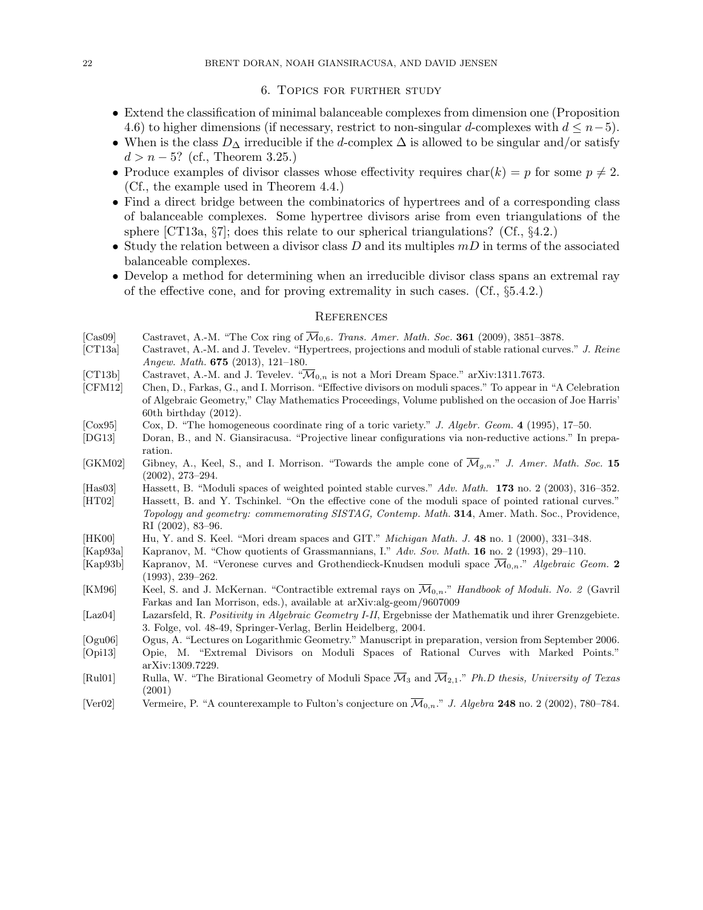## 6. Topics for further study

- Extend the classification of minimal balanceable complexes from dimension one (Proposition 4.6) to higher dimensions (if necessary, restrict to non-singular $d$-complexes with $d \leq n-5$).
- When is the class $D_\Delta$ irreducible if the $d$-complex $\Delta$ is allowed to be singular and/or satisfy $d > n-5$? (cf., Theorem 3.25.)
- Produce examples of divisor classes whose effectivity requires $\text{char}(k) = p$ for some $p \neq 2$. (Cf., the example used in Theorem 4.4.)
- Find a direct bridge between the combinatorics of hypertrees and of a corresponding class of balanceable complexes. Some hypertree divisors arise from even triangulations of the sphere [CT13a, §7]; does this relate to our spherical triangulations? (Cf., §4.2.)
- Study the relation between a divisor class $D$ and its multiples $mD$ in terms of the associated balanceable complexes.
- Develop a method for determining when an irreducible divisor class spans an extremal ray of the effective cone, and for proving extremality in such cases. (Cf., §5.4.2.)

## References

[Cas09] Castravet, A.-M. "The Cox ring of $\overline{\mathcal{M}}_{0,6}$. *Trans. Amer. Math. Soc.* **361** (2009), 3851–3878.

[CT13a] Castravet, A.-M. and J. Tevelev. "Hypertrees, projections and moduli of stable rational curves." *J. Reine Angew. Math.* **675** (2013), 121–180.

[CT13b] Castravet, A.-M. and J. Tevelev. "$\overline{\mathcal{M}}_{0,n}$ is not a Mori Dream Space." arXiv:1311.7673.

[CFM12] Chen, D., Farkas, G., and I. Morrison. "Effective divisors on moduli spaces." To appear in "A Celebration of Algebraic Geometry," Clay Mathematics Proceedings, Volume published on the occasion of Joe Harris' 60th birthday (2012).

[Cox95] Cox, D. "The homogeneous coordinate ring of a toric variety." *J. Algebr. Geom.* **4** (1995), 17–50.

[DG13] Doran, B., and N. Giansiracusa. "Projective linear configurations via non-reductive actions." In preparation.

[GKM02] Gibney, A., Keel, S., and I. Morrison. "Towards the ample cone of $\overline{\mathcal{M}}_{g,n}$." *J. Amer. Math. Soc.* **15** (2002), 273–294.

[Has03] Hassett, B. "Moduli spaces of weighted pointed stable curves." *Adv. Math.* **173** no. 2 (2003), 316–352.

[HT02] Hassett, B. and Y. Tschinkel. "On the effective cone of the moduli space of pointed rational curves." *Topology and geometry: commemorating SISTAG, Contemp. Math.* **314**, Amer. Math. Soc., Providence, RI (2002), 83–96.

[HK00] Hu, Y. and S. Keel. "Mori dream spaces and GIT." *Michigan Math. J.* **48** no. 1 (2000), 331–348.

[Kap93a] Kapranov, M. "Chow quotients of Grassmannians, I." *Adv. Sov. Math.* **16** no. 2 (1993), 29–110.

[Kap93b] Kapranov, M. "Veronese curves and Grothendieck-Knudsen moduli space $\overline{\mathcal{M}}_{0,n}$." *Algebraic Geom.* **2** (1993), 239–262.

[KM96] Keel, S. and J. McKernan. "Contractible extremal rays on $\overline{\mathcal{M}}_{0,n}$." *Handbook of Moduli. No. 2* (Gavril Farkas and Ian Morrison, eds.), available at arXiv:alg-geom/9607009

[Laz04] Lazarsfeld, R. *Positivity in Algebraic Geometry I-II*, Ergebnisse der Mathematik und ihrer Grenzgebiete. 3. Folge, vol. 48-49, Springer-Verlag, Berlin Heidelberg, 2004.

[Ogu06] Ogus, A. "Lectures on Logarithmic Geometry." Manuscript in preparation, version from September 2006.

[Opi13] Opie, M. "Extremal Divisors on Moduli Spaces of Rational Curves with Marked Points." arXiv:1309.7229.

[Rul01] Rulla, W. "The Birational Geometry of Moduli Space $\overline{\mathcal{M}}_3$ and $\overline{\mathcal{M}}_{2,1}$." *Ph.D thesis, University of Texas* (2001)

[Ver02] Vermeire, P. "A counterexample to Fulton's conjecture on $\overline{\mathcal{M}}_{0,n}$." *J. Algebra* **248** no. 2 (2002), 780–784.